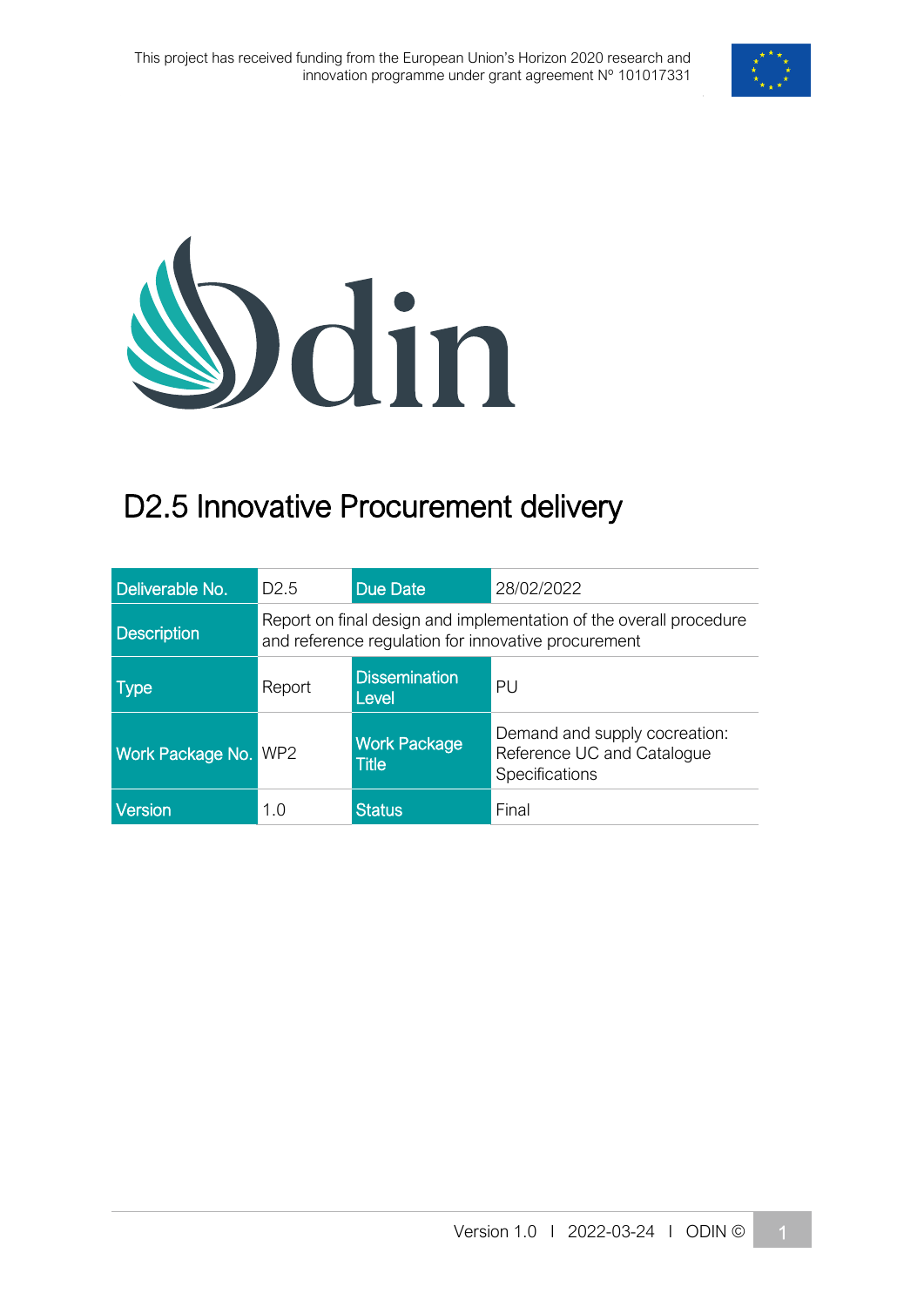This project has received funding from the European Union's Horizon 2020 research and innovation programme under grant agreement Nº 101017331

# D2.5 Innovative Procurement delivery

| Deliverable No. | D2.5 | Due Date | 28/02/2022 |
|---|---|---|---|
| Description | Report on final design and implementation of the overall procedure and reference regulation for innovative procurement | | |
| Type | Report | Dissemination Level | PU |
| Work Package No. | WP2 | Work Package Title | Demand and supply cocreation: Reference UC and Catalogue Specifications |
| Version | 1.0 | Status | Final |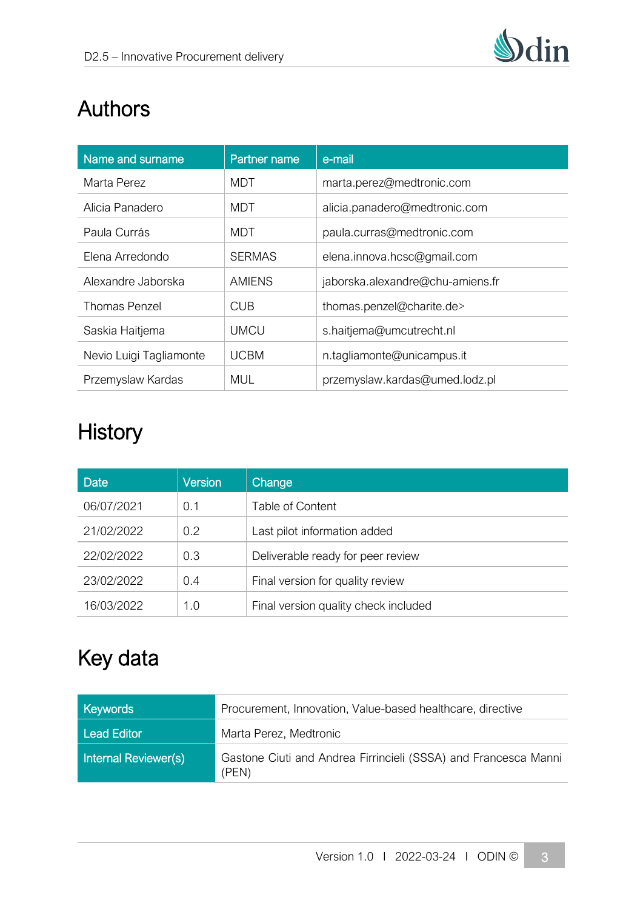# Authors

| Name and surname | Partner name | e-mail |
| --- | --- | --- |
| Marta Perez | MDT | marta.perez@medtronic.com |
| Alicia Panadero | MDT | alicia.panadero@medtronic.com |
| Paula Currás | MDT | paula.curras@medtronic.com |
| Elena Arredondo | SERMAS | elena.innova.hcsc@gmail.com |
| Alexandre Jaborska | AMIENS | jaborska.alexandre@chu-amiens.fr |
| Thomas Penzel | CUB | thomas.penzel@charite.de> |
| Saskia Haitjema | UMCU | s.haitjema@umcutrecht.nl |
| Nevio Luigi Tagliamonte | UCBM | n.tagliamonte@unicampus.it |
| Przemyslaw Kardas | MUL | przemyslaw.kardas@umed.lodz.pl |

# History

| Date | Version | Change |
| --- | --- | --- |
| 06/07/2021 | 0.1 | Table of Content |
| 21/02/2022 | 0.2 | Last pilot information added |
| 22/02/2022 | 0.3 | Deliverable ready for peer review |
| 23/02/2022 | 0.4 | Final version for quality review |
| 16/03/2022 | 1.0 | Final version quality check included |

# Key data

| | |
| --- | --- |
| Keywords | Procurement, Innovation, Value-based healthcare, directive |
| Lead Editor | Marta Perez, Medtronic |
| Internal Reviewer(s) | Gastone Ciuti and Andrea Firrincieli (SSSA) and Francesca Manni (PEN) |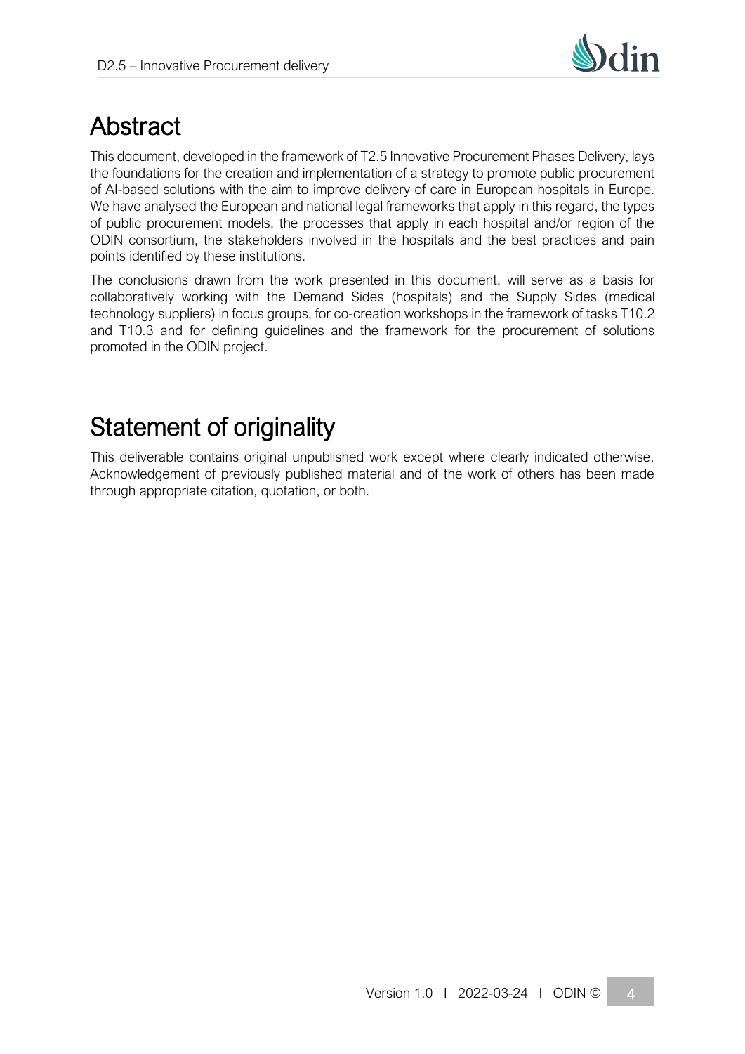# Abstract

This document, developed in the framework of T2.5 Innovative Procurement Phases Delivery, lays the foundations for the creation and implementation of a strategy to promote public procurement of AI-based solutions with the aim to improve delivery of care in European hospitals in Europe. We have analysed the European and national legal frameworks that apply in this regard, the types of public procurement models, the processes that apply in each hospital and/or region of the ODIN consortium, the stakeholders involved in the hospitals and the best practices and pain points identified by these institutions.

The conclusions drawn from the work presented in this document, will serve as a basis for collaboratively working with the Demand Sides (hospitals) and the Supply Sides (medical technology suppliers) in focus groups, for co-creation workshops in the framework of tasks T10.2 and T10.3 and for defining guidelines and the framework for the procurement of solutions promoted in the ODIN project.

# Statement of originality

This deliverable contains original unpublished work except where clearly indicated otherwise. Acknowledgement of previously published material and of the work of others has been made through appropriate citation, quotation, or both.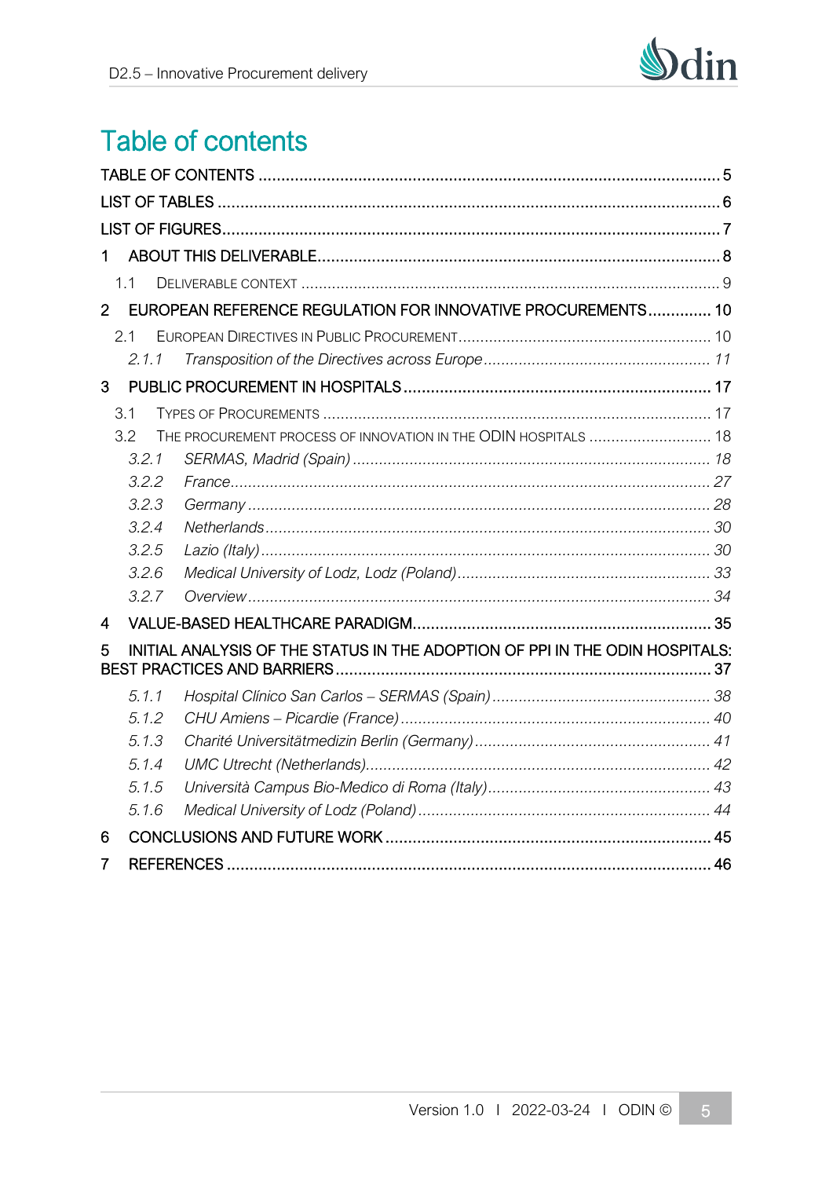# Table of contents

TABLE OF CONTENTS ........................................................................................................ 5

LIST OF TABLES ................................................................................................................ 6

LIST OF FIGURES .............................................................................................................. 7

1 ABOUT THIS DELIVERABLE ......................................................................................... 8

- 1.1 DELIVERABLE CONTEXT ........................................................................................ 9

2 EUROPEAN REFERENCE REGULATION FOR INNOVATIVE PROCUREMENTS .............. 10

- 2.1 EUROPEAN DIRECTIVES IN PUBLIC PROCUREMENT .............................................. 10
  - *2.1.1 Transposition of the Directives across Europe ........................................... 11*

3 PUBLIC PROCUREMENT IN HOSPITALS ..................................................................... 17

- 3.1 TYPES OF PROCUREMENTS .................................................................................. 17
- 3.2 THE PROCUREMENT PROCESS OF INNOVATION IN THE ODIN HOSPITALS ............. 18
  - *3.2.1 SERMAS, Madrid (Spain) ............................................................................ 18*
  - *3.2.2 France ......................................................................................................... 27*
  - *3.2.3 Germany ...................................................................................................... 28*
  - *3.2.4 Netherlands ................................................................................................. 30*
  - *3.2.5 Lazio (Italy) ................................................................................................. 30*
  - *3.2.6 Medical University of Lodz, Lodz (Poland) .................................................. 33*
  - *3.2.7 Overview ...................................................................................................... 34*

4 VALUE-BASED HEALTHCARE PARADIGM ................................................................... 35

5 INITIAL ANALYSIS OF THE STATUS IN THE ADOPTION OF PPI IN THE ODIN HOSPITALS: BEST PRACTICES AND BARRIERS ................................................................................... 37

- *5.1.1 Hospital Clínico San Carlos – SERMAS (Spain) ............................................ 38*
- *5.1.2 CHU Amiens – Picardie (France) .................................................................. 40*
- *5.1.3 Charité Universitätmedizin Berlin (Germany) ................................................ 41*
- *5.1.4 UMC Utrecht (Netherlands) .......................................................................... 42*
- *5.1.5 Università Campus Bio-Medico di Roma (Italy) ............................................ 43*
- *5.1.6 Medical University of Lodz (Poland) ............................................................. 44*

6 CONCLUSIONS AND FUTURE WORK ......................................................................... 45

7 REFERENCES ............................................................................................................. 46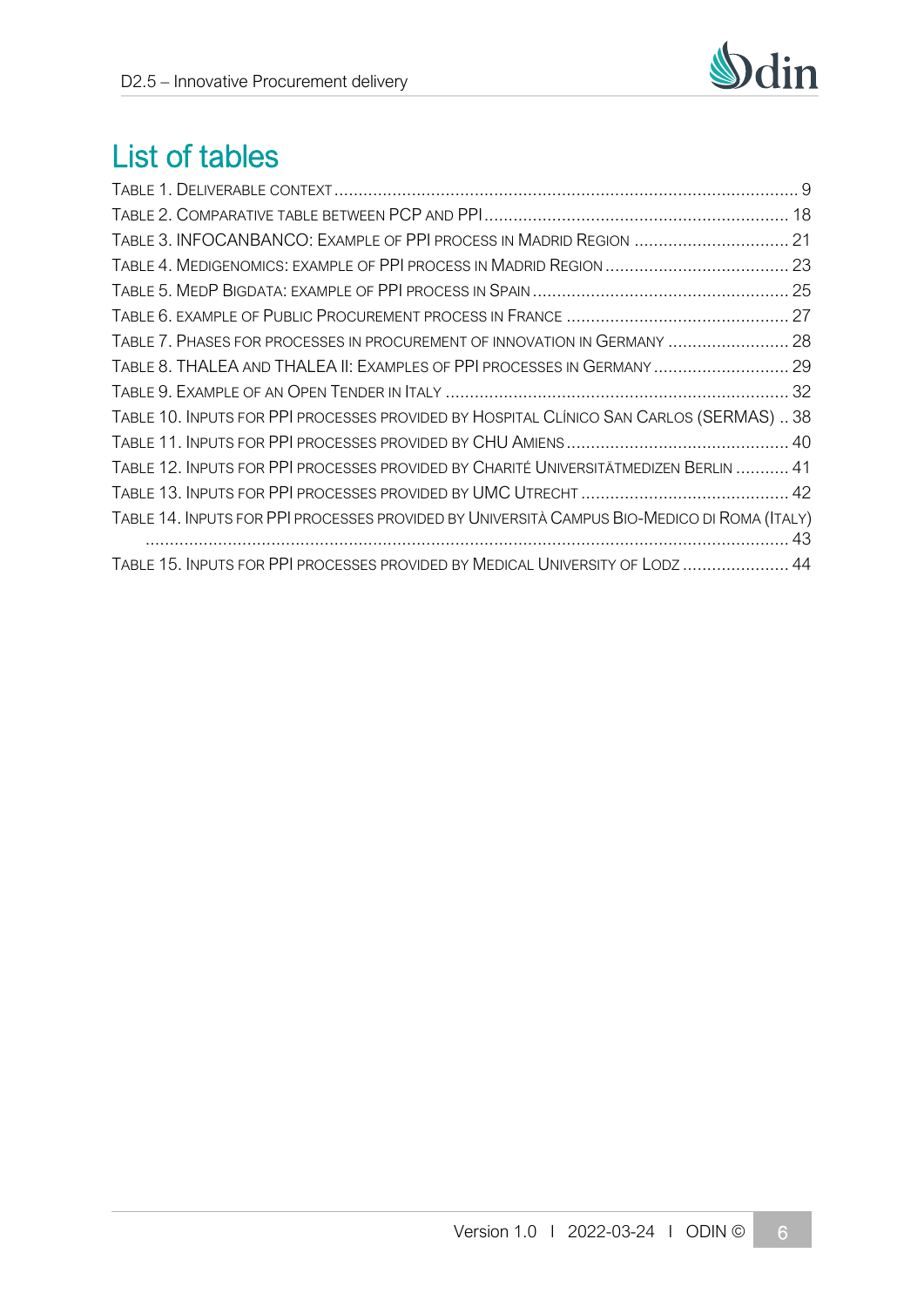# List of tables

Table 1. Deliverable context ........................................................................................................ 9
Table 2. Comparative table between PCP and PPI ........................................................................ 18
Table 3. INFOCANBANCO: Example of PPI process in Madrid Region ................................. 21
Table 4. Medigenomics: example of PPI process in Madrid Region ........................................ 23
Table 5. MedP Bigdata: example of PPI process in Spain ........................................................ 25
Table 6. example of Public Procurement process in France ..................................................... 27
Table 7. Phases for processes in procurement of innovation in Germany .............................. 28
Table 8. THALEA and THALEA II: Examples of PPI processes in Germany ............................ 29
Table 9. Example of an Open Tender in Italy ............................................................................ 32
Table 10. Inputs for PPI processes provided by Hospital Clínico San Carlos (SERMAS) .. 38
Table 11. Inputs for PPI processes provided by CHU Amiens .................................................. 40
Table 12. Inputs for PPI processes provided by Charité Universitätmedizen Berlin ........... 41
Table 13. Inputs for PPI processes provided by UMC Utrecht ............................................... 42
Table 14. Inputs for PPI processes provided by Università Campus Bio-Medico di Roma (Italy) ................................................................................................................................ 43
Table 15. Inputs for PPI processes provided by Medical University of Lodz ...................... 44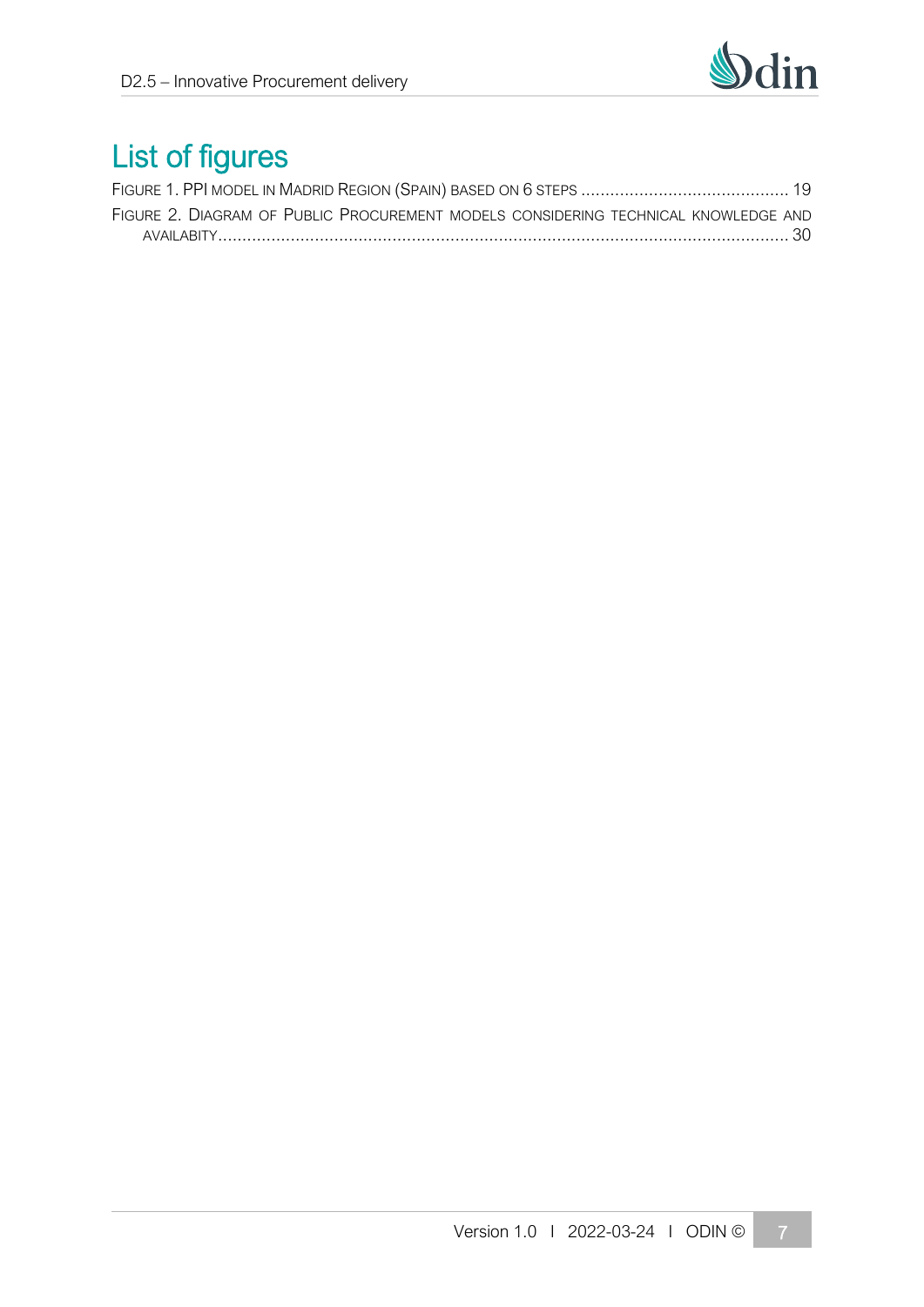# List of figures

Figure 1. PPI model in Madrid Region (Spain) based on 6 steps ........................................... 19

Figure 2. Diagram of Public Procurement models considering technical knowledge and availabity ........................................................................................................... 30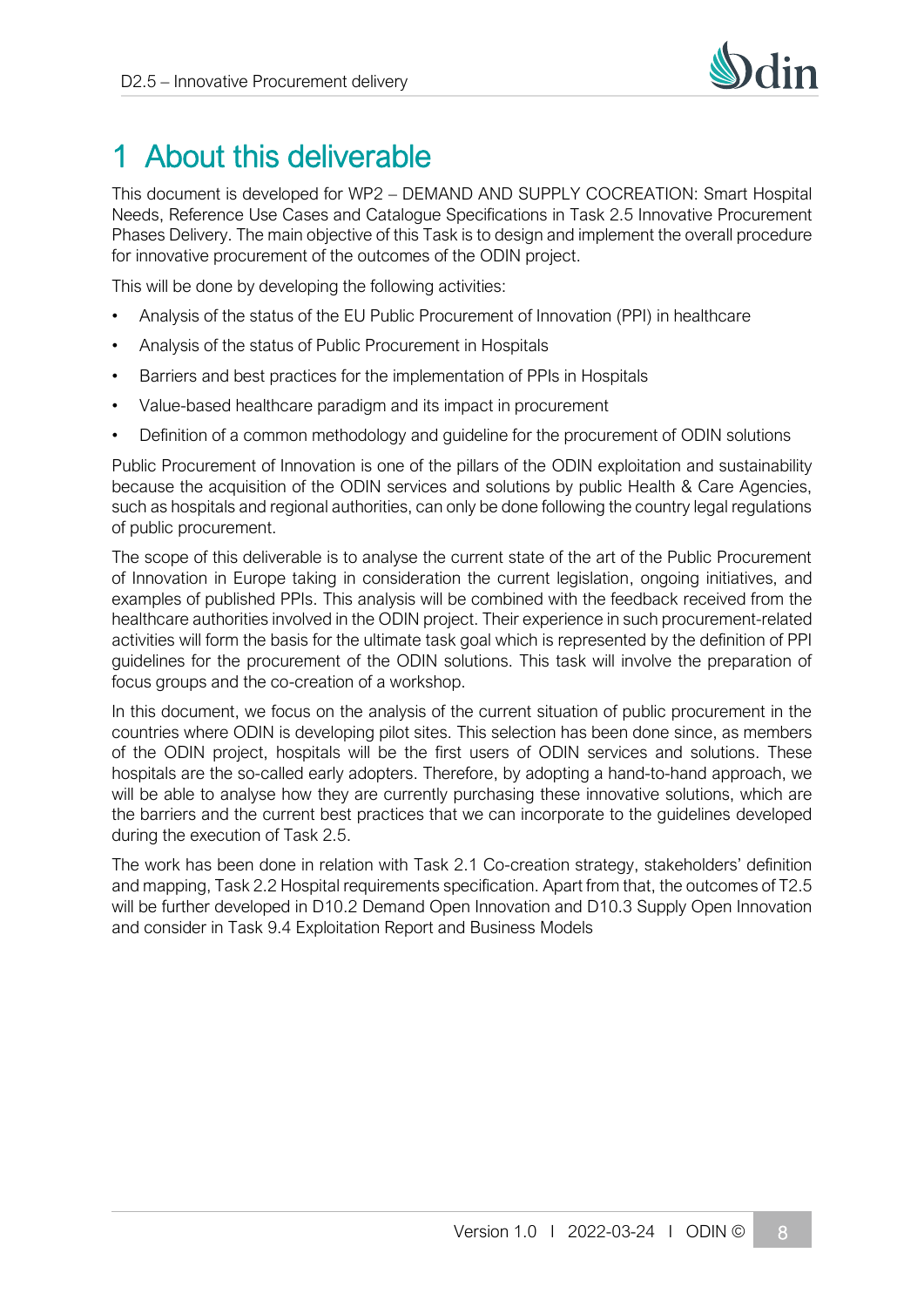# 1 About this deliverable

This document is developed for WP2 – DEMAND AND SUPPLY COCREATION: Smart Hospital Needs, Reference Use Cases and Catalogue Specifications in Task 2.5 Innovative Procurement Phases Delivery. The main objective of this Task is to design and implement the overall procedure for innovative procurement of the outcomes of the ODIN project.

This will be done by developing the following activities:

- Analysis of the status of the EU Public Procurement of Innovation (PPI) in healthcare
- Analysis of the status of Public Procurement in Hospitals
- Barriers and best practices for the implementation of PPIs in Hospitals
- Value-based healthcare paradigm and its impact in procurement
- Definition of a common methodology and guideline for the procurement of ODIN solutions

Public Procurement of Innovation is one of the pillars of the ODIN exploitation and sustainability because the acquisition of the ODIN services and solutions by public Health & Care Agencies, such as hospitals and regional authorities, can only be done following the country legal regulations of public procurement.

The scope of this deliverable is to analyse the current state of the art of the Public Procurement of Innovation in Europe taking in consideration the current legislation, ongoing initiatives, and examples of published PPIs. This analysis will be combined with the feedback received from the healthcare authorities involved in the ODIN project. Their experience in such procurement-related activities will form the basis for the ultimate task goal which is represented by the definition of PPI guidelines for the procurement of the ODIN solutions. This task will involve the preparation of focus groups and the co-creation of a workshop.

In this document, we focus on the analysis of the current situation of public procurement in the countries where ODIN is developing pilot sites. This selection has been done since, as members of the ODIN project, hospitals will be the first users of ODIN services and solutions. These hospitals are the so-called early adopters. Therefore, by adopting a hand-to-hand approach, we will be able to analyse how they are currently purchasing these innovative solutions, which are the barriers and the current best practices that we can incorporate to the guidelines developed during the execution of Task 2.5.

The work has been done in relation with Task 2.1 Co-creation strategy, stakeholders' definition and mapping, Task 2.2 Hospital requirements specification. Apart from that, the outcomes of T2.5 will be further developed in D10.2 Demand Open Innovation and D10.3 Supply Open Innovation and consider in Task 9.4 Exploitation Report and Business Models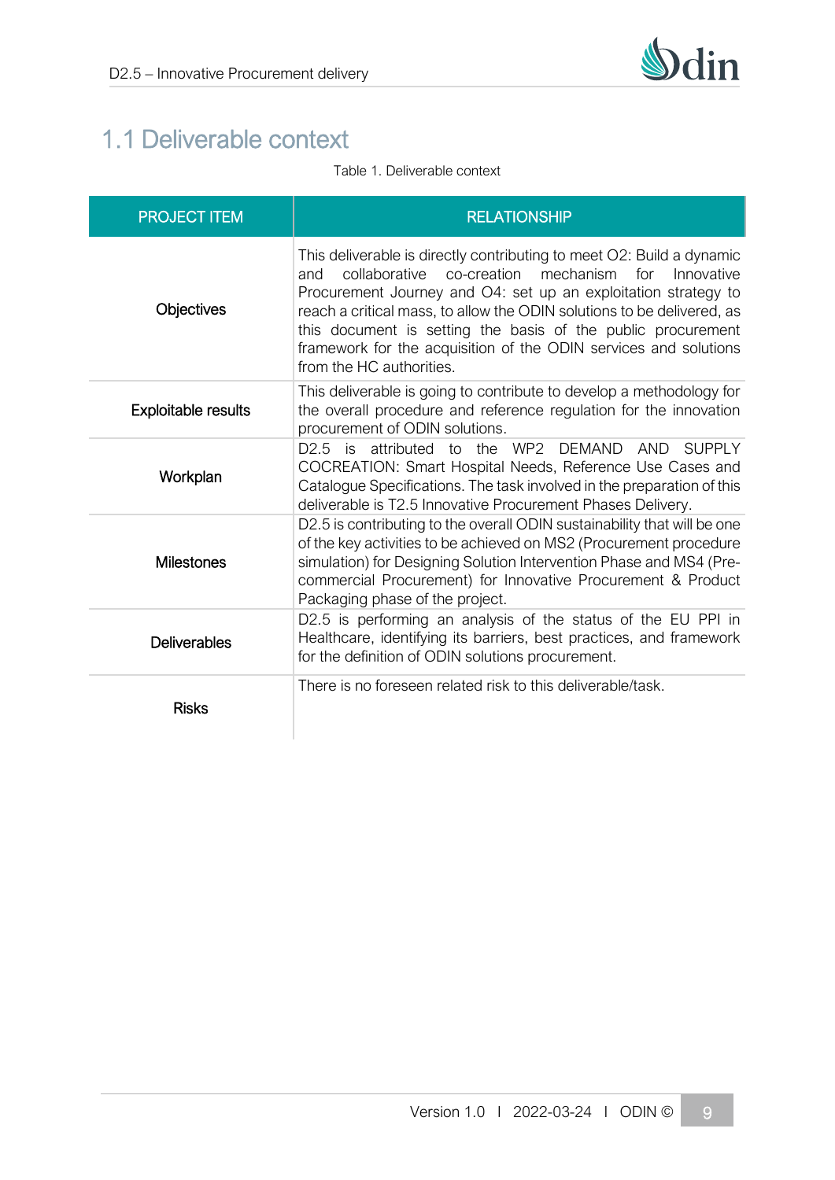## 1.1 Deliverable context

Table 1. Deliverable context

| PROJECT ITEM | RELATIONSHIP |
| --- | --- |
| Objectives | This deliverable is directly contributing to meet O2: Build a dynamic and collaborative co-creation mechanism for Innovative Procurement Journey and O4: set up an exploitation strategy to reach a critical mass, to allow the ODIN solutions to be delivered, as this document is setting the basis of the public procurement framework for the acquisition of the ODIN services and solutions from the HC authorities. |
| Exploitable results | This deliverable is going to contribute to develop a methodology for the overall procedure and reference regulation for the innovation procurement of ODIN solutions. |
| Workplan | D2.5 is attributed to the WP2 DEMAND AND SUPPLY COCREATION: Smart Hospital Needs, Reference Use Cases and Catalogue Specifications. The task involved in the preparation of this deliverable is T2.5 Innovative Procurement Phases Delivery. |
| Milestones | D2.5 is contributing to the overall ODIN sustainability that will be one of the key activities to be achieved on MS2 (Procurement procedure simulation) for Designing Solution Intervention Phase and MS4 (Pre-commercial Procurement) for Innovative Procurement & Product Packaging phase of the project. |
| Deliverables | D2.5 is performing an analysis of the status of the EU PPI in Healthcare, identifying its barriers, best practices, and framework for the definition of ODIN solutions procurement. |
| Risks | There is no foreseen related risk to this deliverable/task. |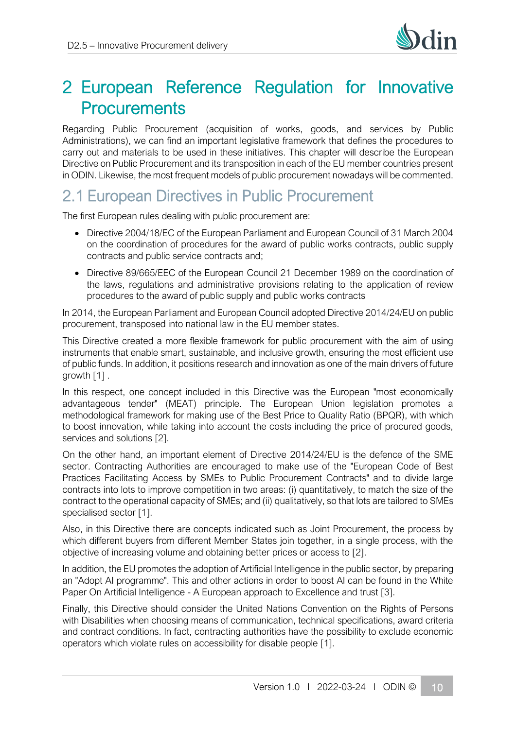# 2 European Reference Regulation for Innovative Procurements

Regarding Public Procurement (acquisition of works, goods, and services by Public Administrations), we can find an important legislative framework that defines the procedures to carry out and materials to be used in these initiatives. This chapter will describe the European Directive on Public Procurement and its transposition in each of the EU member countries present in ODIN. Likewise, the most frequent models of public procurement nowadays will be commented.

## 2.1 European Directives in Public Procurement

The first European rules dealing with public procurement are:

- Directive 2004/18/EC of the European Parliament and European Council of 31 March 2004 on the coordination of procedures for the award of public works contracts, public supply contracts and public service contracts and;
- Directive 89/665/EEC of the European Council 21 December 1989 on the coordination of the laws, regulations and administrative provisions relating to the application of review procedures to the award of public supply and public works contracts

In 2014, the European Parliament and European Council adopted Directive 2014/24/EU on public procurement, transposed into national law in the EU member states.

This Directive created a more flexible framework for public procurement with the aim of using instruments that enable smart, sustainable, and inclusive growth, ensuring the most efficient use of public funds. In addition, it positions research and innovation as one of the main drivers of future growth [1] .

In this respect, one concept included in this Directive was the European "most economically advantageous tender" (MEAT) principle. The European Union legislation promotes a methodological framework for making use of the Best Price to Quality Ratio (BPQR), with which to boost innovation, while taking into account the costs including the price of procured goods, services and solutions [2].

On the other hand, an important element of Directive 2014/24/EU is the defence of the SME sector. Contracting Authorities are encouraged to make use of the "European Code of Best Practices Facilitating Access by SMEs to Public Procurement Contracts" and to divide large contracts into lots to improve competition in two areas: (i) quantitatively, to match the size of the contract to the operational capacity of SMEs; and (ii) qualitatively, so that lots are tailored to SMEs specialised sector [1].

Also, in this Directive there are concepts indicated such as Joint Procurement, the process by which different buyers from different Member States join together, in a single process, with the objective of increasing volume and obtaining better prices or access to [2].

In addition, the EU promotes the adoption of Artificial Intelligence in the public sector, by preparing an "Adopt AI programme". This and other actions in order to boost AI can be found in the White Paper On Artificial Intelligence - A European approach to Excellence and trust [3].

Finally, this Directive should consider the United Nations Convention on the Rights of Persons with Disabilities when choosing means of communication, technical specifications, award criteria and contract conditions. In fact, contracting authorities have the possibility to exclude economic operators which violate rules on accessibility for disable people [1].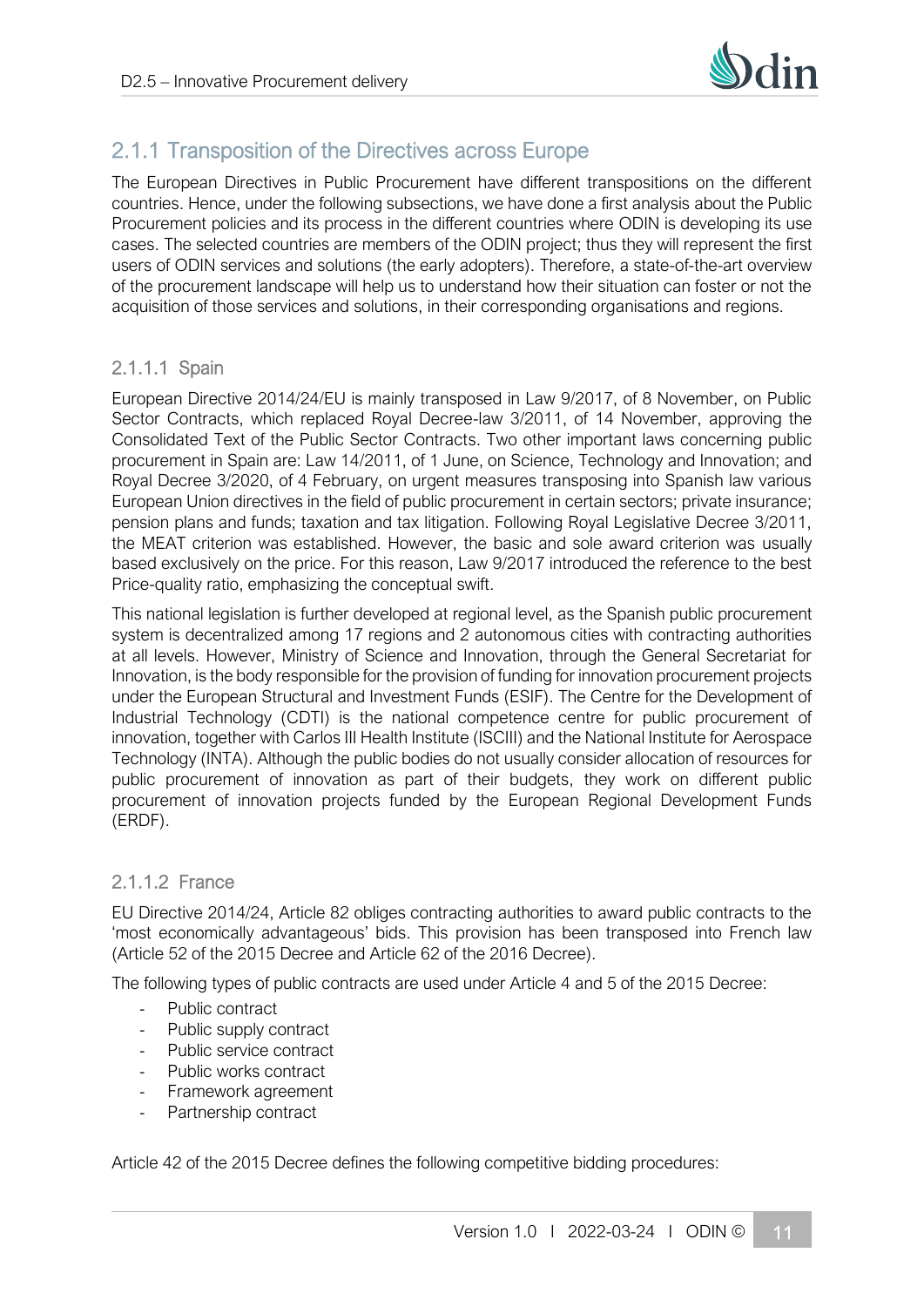### 2.1.1 Transposition of the Directives across Europe

The European Directives in Public Procurement have different transpositions on the different countries. Hence, under the following subsections, we have done a first analysis about the Public Procurement policies and its process in the different countries where ODIN is developing its use cases. The selected countries are members of the ODIN project; thus they will represent the first users of ODIN services and solutions (the early adopters). Therefore, a state-of-the-art overview of the procurement landscape will help us to understand how their situation can foster or not the acquisition of those services and solutions, in their corresponding organisations and regions.

#### 2.1.1.1 Spain

European Directive 2014/24/EU is mainly transposed in Law 9/2017, of 8 November, on Public Sector Contracts, which replaced Royal Decree-law 3/2011, of 14 November, approving the Consolidated Text of the Public Sector Contracts. Two other important laws concerning public procurement in Spain are: Law 14/2011, of 1 June, on Science, Technology and Innovation; and Royal Decree 3/2020, of 4 February, on urgent measures transposing into Spanish law various European Union directives in the field of public procurement in certain sectors; private insurance; pension plans and funds; taxation and tax litigation. Following Royal Legislative Decree 3/2011, the MEAT criterion was established. However, the basic and sole award criterion was usually based exclusively on the price. For this reason, Law 9/2017 introduced the reference to the best Price-quality ratio, emphasizing the conceptual swift.

This national legislation is further developed at regional level, as the Spanish public procurement system is decentralized among 17 regions and 2 autonomous cities with contracting authorities at all levels. However, Ministry of Science and Innovation, through the General Secretariat for Innovation, is the body responsible for the provision of funding for innovation procurement projects under the European Structural and Investment Funds (ESIF). The Centre for the Development of Industrial Technology (CDTI) is the national competence centre for public procurement of innovation, together with Carlos III Health Institute (ISCIII) and the National Institute for Aerospace Technology (INTA). Although the public bodies do not usually consider allocation of resources for public procurement of innovation as part of their budgets, they work on different public procurement of innovation projects funded by the European Regional Development Funds (ERDF).

#### 2.1.1.2 France

EU Directive 2014/24, Article 82 obliges contracting authorities to award public contracts to the 'most economically advantageous' bids. This provision has been transposed into French law (Article 52 of the 2015 Decree and Article 62 of the 2016 Decree).

The following types of public contracts are used under Article 4 and 5 of the 2015 Decree:

- Public contract
- Public supply contract
- Public service contract
- Public works contract
- Framework agreement
- Partnership contract

Article 42 of the 2015 Decree defines the following competitive bidding procedures: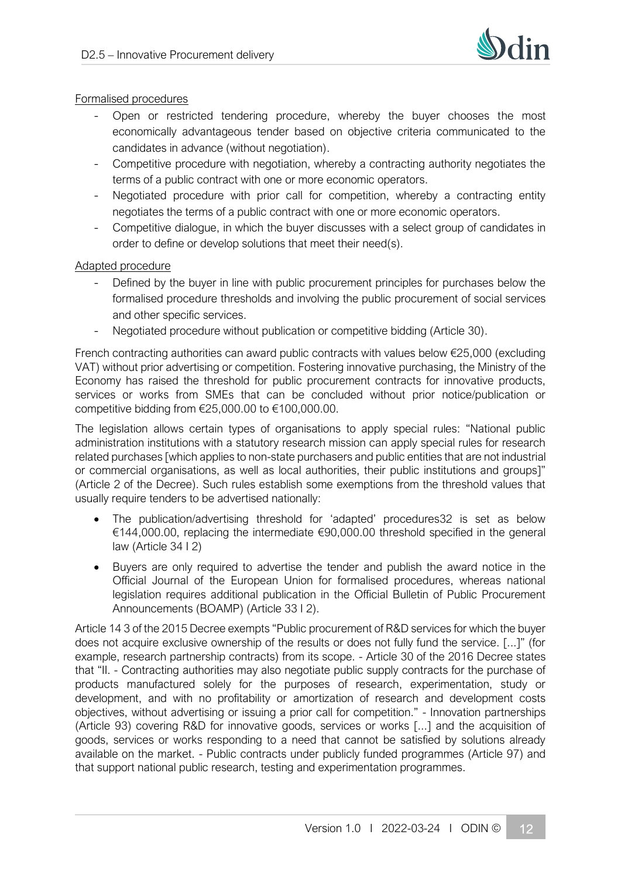Formalised procedures

- Open or restricted tendering procedure, whereby the buyer chooses the most economically advantageous tender based on objective criteria communicated to the candidates in advance (without negotiation).
- Competitive procedure with negotiation, whereby a contracting authority negotiates the terms of a public contract with one or more economic operators.
- Negotiated procedure with prior call for competition, whereby a contracting entity negotiates the terms of a public contract with one or more economic operators.
- Competitive dialogue, in which the buyer discusses with a select group of candidates in order to define or develop solutions that meet their need(s).

Adapted procedure

- Defined by the buyer in line with public procurement principles for purchases below the formalised procedure thresholds and involving the public procurement of social services and other specific services.
- Negotiated procedure without publication or competitive bidding (Article 30).

French contracting authorities can award public contracts with values below €25,000 (excluding VAT) without prior advertising or competition. Fostering innovative purchasing, the Ministry of the Economy has raised the threshold for public procurement contracts for innovative products, services or works from SMEs that can be concluded without prior notice/publication or competitive bidding from €25,000.00 to €100,000.00.

The legislation allows certain types of organisations to apply special rules: "National public administration institutions with a statutory research mission can apply special rules for research related purchases [which applies to non-state purchasers and public entities that are not industrial or commercial organisations, as well as local authorities, their public institutions and groups]" (Article 2 of the Decree). Such rules establish some exemptions from the threshold values that usually require tenders to be advertised nationally:

- The publication/advertising threshold for 'adapted' procedures32 is set as below €144,000.00, replacing the intermediate €90,000.00 threshold specified in the general law (Article 34 I 2)
- Buyers are only required to advertise the tender and publish the award notice in the Official Journal of the European Union for formalised procedures, whereas national legislation requires additional publication in the Official Bulletin of Public Procurement Announcements (BOAMP) (Article 33 I 2).

Article 14 3 of the 2015 Decree exempts "Public procurement of R&D services for which the buyer does not acquire exclusive ownership of the results or does not fully fund the service. [...]" (for example, research partnership contracts) from its scope. - Article 30 of the 2016 Decree states that "II. - Contracting authorities may also negotiate public supply contracts for the purchase of products manufactured solely for the purposes of research, experimentation, study or development, and with no profitability or amortization of research and development costs objectives, without advertising or issuing a prior call for competition." - Innovation partnerships (Article 93) covering R&D for innovative goods, services or works [...] and the acquisition of goods, services or works responding to a need that cannot be satisfied by solutions already available on the market. - Public contracts under publicly funded programmes (Article 97) and that support national public research, testing and experimentation programmes.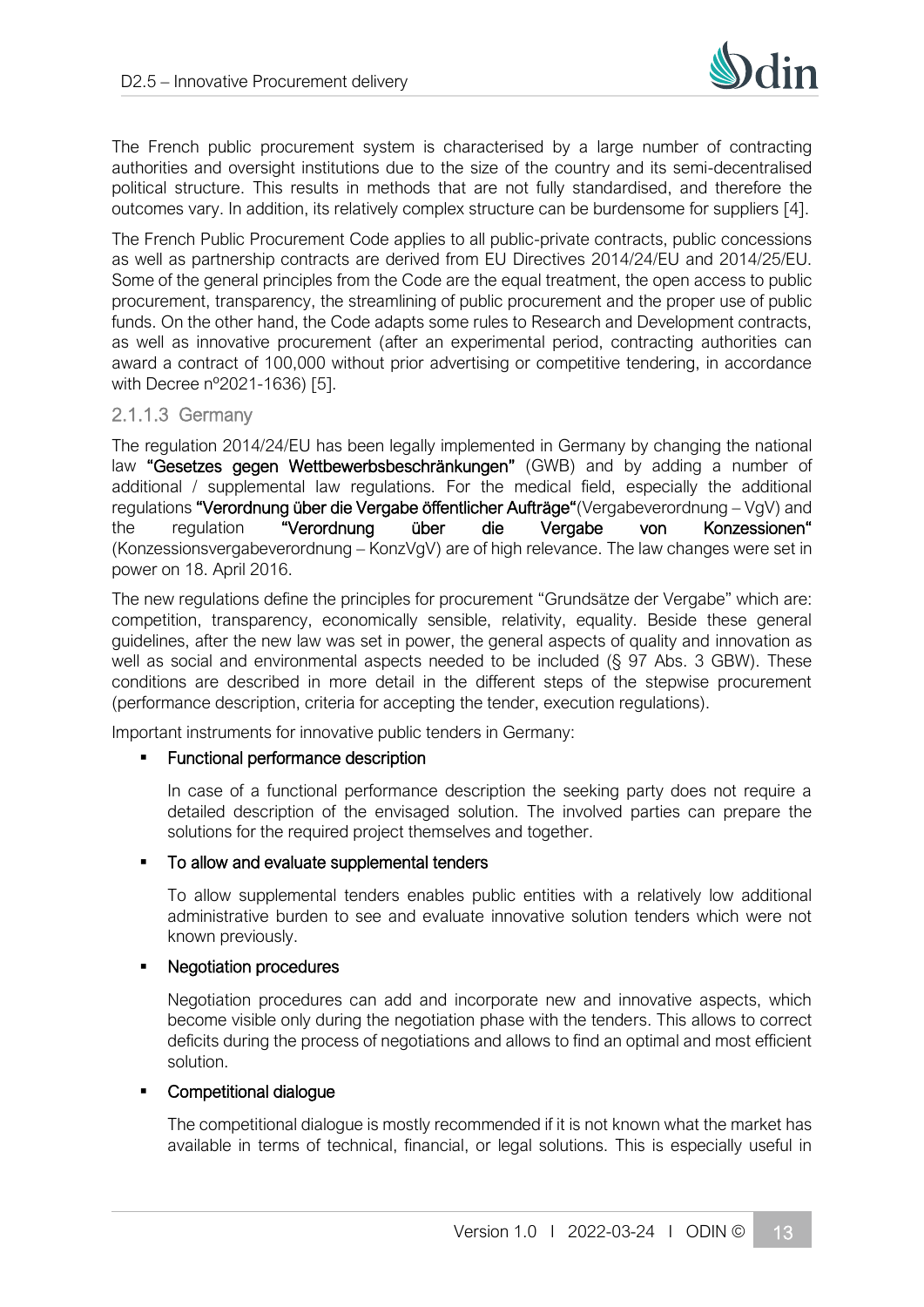The French public procurement system is characterised by a large number of contracting authorities and oversight institutions due to the size of the country and its semi-decentralised political structure. This results in methods that are not fully standardised, and therefore the outcomes vary. In addition, its relatively complex structure can be burdensome for suppliers [4].

The French Public Procurement Code applies to all public-private contracts, public concessions as well as partnership contracts are derived from EU Directives 2014/24/EU and 2014/25/EU. Some of the general principles from the Code are the equal treatment, the open access to public procurement, transparency, the streamlining of public procurement and the proper use of public funds. On the other hand, the Code adapts some rules to Research and Development contracts, as well as innovative procurement (after an experimental period, contracting authorities can award a contract of 100,000 without prior advertising or competitive tendering, in accordance with Decree nº2021-1636) [5].

#### 2.1.1.3 Germany

The regulation 2014/24/EU has been legally implemented in Germany by changing the national law **"Gesetzes gegen Wettbewerbsbeschränkungen"** (GWB) and by adding a number of additional / supplemental law regulations. For the medical field, especially the additional regulations **"Verordnung über die Vergabe öffentlicher Aufträge"** (Vergabeverordnung – VgV) and the regulation **"Verordnung über die Vergabe von Konzessionen"** (Konzessionsvergabeverordnung – KonzVgV) are of high relevance. The law changes were set in power on 18. April 2016.

The new regulations define the principles for procurement "Grundsätze der Vergabe" which are: competition, transparency, economically sensible, relativity, equality. Beside these general guidelines, after the new law was set in power, the general aspects of quality and innovation as well as social and environmental aspects needed to be included (§ 97 Abs. 3 GBW). These conditions are described in more detail in the different steps of the stepwise procurement (performance description, criteria for accepting the tender, execution regulations).

Important instruments for innovative public tenders in Germany:

- **Functional performance description**

  In case of a functional performance description the seeking party does not require a detailed description of the envisaged solution. The involved parties can prepare the solutions for the required project themselves and together.

- **To allow and evaluate supplemental tenders**

  To allow supplemental tenders enables public entities with a relatively low additional administrative burden to see and evaluate innovative solution tenders which were not known previously.

- **Negotiation procedures**

  Negotiation procedures can add and incorporate new and innovative aspects, which become visible only during the negotiation phase with the tenders. This allows to correct deficits during the process of negotiations and allows to find an optimal and most efficient solution.

- **Competitional dialogue**

  The competitional dialogue is mostly recommended if it is not known what the market has available in terms of technical, financial, or legal solutions. This is especially useful in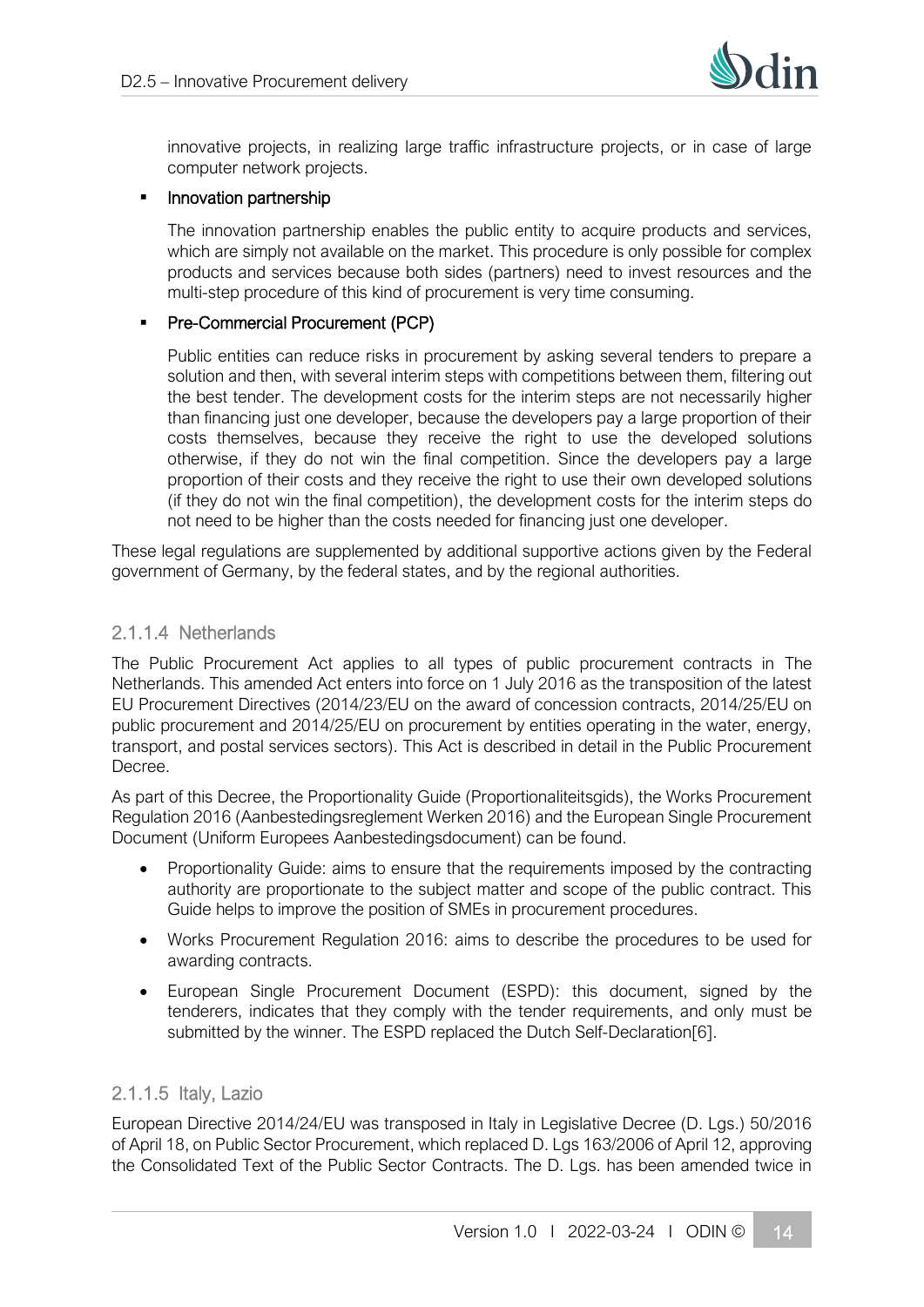innovative projects, in realizing large traffic infrastructure projects, or in case of large computer network projects.

- Innovation partnership

  The innovation partnership enables the public entity to acquire products and services, which are simply not available on the market. This procedure is only possible for complex products and services because both sides (partners) need to invest resources and the multi-step procedure of this kind of procurement is very time consuming.

- Pre-Commercial Procurement (PCP)

  Public entities can reduce risks in procurement by asking several tenders to prepare a solution and then, with several interim steps with competitions between them, filtering out the best tender. The development costs for the interim steps are not necessarily higher than financing just one developer, because the developers pay a large proportion of their costs themselves, because they receive the right to use the developed solutions otherwise, if they do not win the final competition. Since the developers pay a large proportion of their costs and they receive the right to use their own developed solutions (if they do not win the final competition), the development costs for the interim steps do not need to be higher than the costs needed for financing just one developer.

These legal regulations are supplemented by additional supportive actions given by the Federal government of Germany, by the federal states, and by the regional authorities.

#### 2.1.1.4 Netherlands

The Public Procurement Act applies to all types of public procurement contracts in The Netherlands. This amended Act enters into force on 1 July 2016 as the transposition of the latest EU Procurement Directives (2014/23/EU on the award of concession contracts, 2014/25/EU on public procurement and 2014/25/EU on procurement by entities operating in the water, energy, transport, and postal services sectors). This Act is described in detail in the Public Procurement Decree.

As part of this Decree, the Proportionality Guide (Proportionaliteitsgids), the Works Procurement Regulation 2016 (Aanbestedingsreglement Werken 2016) and the European Single Procurement Document (Uniform Europees Aanbestedingsdocument) can be found.

- Proportionality Guide: aims to ensure that the requirements imposed by the contracting authority are proportionate to the subject matter and scope of the public contract. This Guide helps to improve the position of SMEs in procurement procedures.
- Works Procurement Regulation 2016: aims to describe the procedures to be used for awarding contracts.
- European Single Procurement Document (ESPD): this document, signed by the tenderers, indicates that they comply with the tender requirements, and only must be submitted by the winner. The ESPD replaced the Dutch Self-Declaration[6].

#### 2.1.1.5 Italy, Lazio

European Directive 2014/24/EU was transposed in Italy in Legislative Decree (D. Lgs.) 50/2016 of April 18, on Public Sector Procurement, which replaced D. Lgs 163/2006 of April 12, approving the Consolidated Text of the Public Sector Contracts. The D. Lgs. has been amended twice in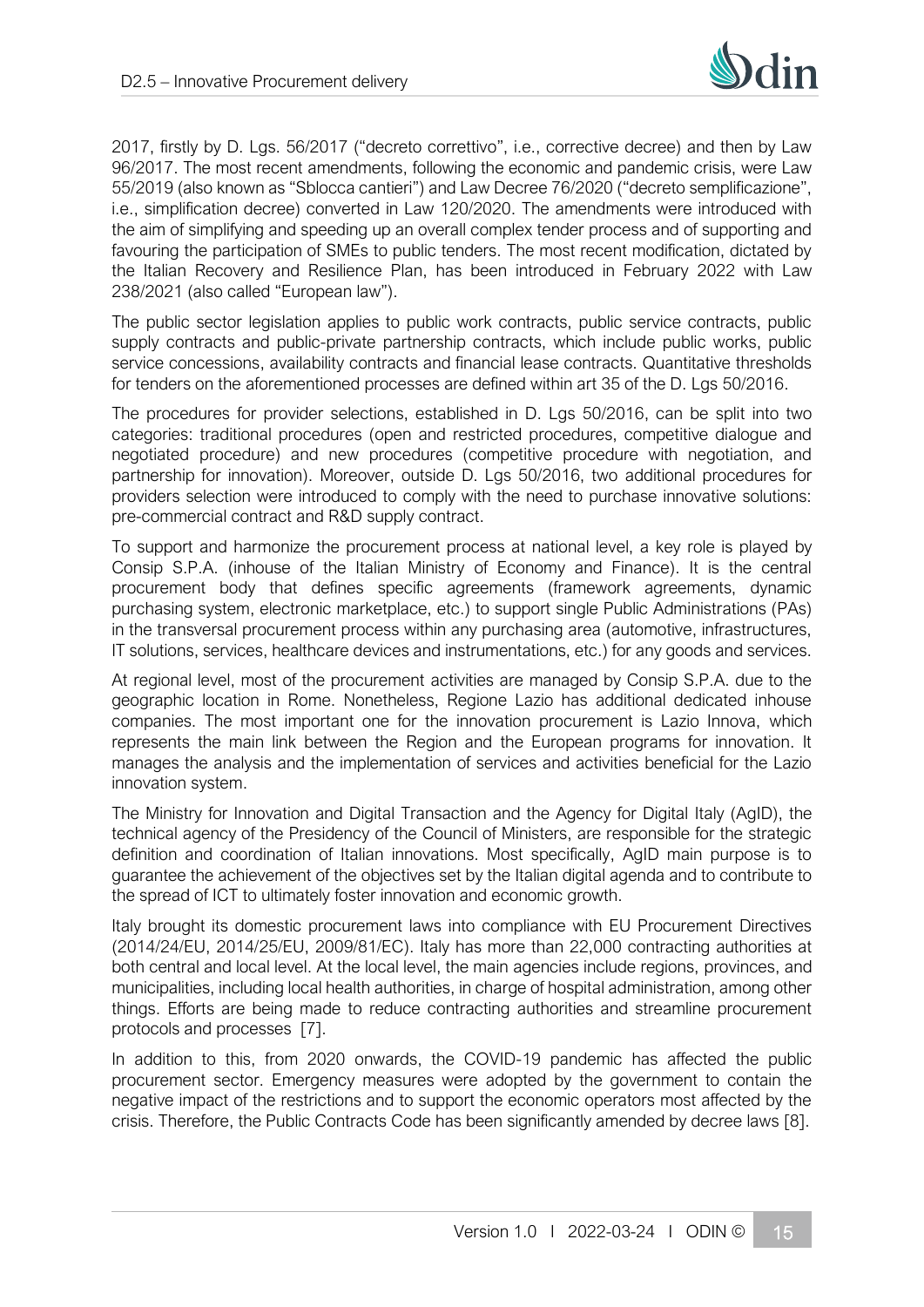2017, firstly by D. Lgs. 56/2017 ("decreto correttivo", i.e., corrective decree) and then by Law 96/2017. The most recent amendments, following the economic and pandemic crisis, were Law 55/2019 (also known as "Sblocca cantieri") and Law Decree 76/2020 ("decreto semplificazione", i.e., simplification decree) converted in Law 120/2020. The amendments were introduced with the aim of simplifying and speeding up an overall complex tender process and of supporting and favouring the participation of SMEs to public tenders. The most recent modification, dictated by the Italian Recovery and Resilience Plan, has been introduced in February 2022 with Law 238/2021 (also called "European law").

The public sector legislation applies to public work contracts, public service contracts, public supply contracts and public-private partnership contracts, which include public works, public service concessions, availability contracts and financial lease contracts. Quantitative thresholds for tenders on the aforementioned processes are defined within art 35 of the D. Lgs 50/2016.

The procedures for provider selections, established in D. Lgs 50/2016, can be split into two categories: traditional procedures (open and restricted procedures, competitive dialogue and negotiated procedure) and new procedures (competitive procedure with negotiation, and partnership for innovation). Moreover, outside D. Lgs 50/2016, two additional procedures for providers selection were introduced to comply with the need to purchase innovative solutions: pre-commercial contract and R&D supply contract.

To support and harmonize the procurement process at national level, a key role is played by Consip S.P.A. (inhouse of the Italian Ministry of Economy and Finance). It is the central procurement body that defines specific agreements (framework agreements, dynamic purchasing system, electronic marketplace, etc.) to support single Public Administrations (PAs) in the transversal procurement process within any purchasing area (automotive, infrastructures, IT solutions, services, healthcare devices and instrumentations, etc.) for any goods and services.

At regional level, most of the procurement activities are managed by Consip S.P.A. due to the geographic location in Rome. Nonetheless, Regione Lazio has additional dedicated inhouse companies. The most important one for the innovation procurement is Lazio Innova, which represents the main link between the Region and the European programs for innovation. It manages the analysis and the implementation of services and activities beneficial for the Lazio innovation system.

The Ministry for Innovation and Digital Transaction and the Agency for Digital Italy (AgID), the technical agency of the Presidency of the Council of Ministers, are responsible for the strategic definition and coordination of Italian innovations. Most specifically, AgID main purpose is to guarantee the achievement of the objectives set by the Italian digital agenda and to contribute to the spread of ICT to ultimately foster innovation and economic growth.

Italy brought its domestic procurement laws into compliance with EU Procurement Directives (2014/24/EU, 2014/25/EU, 2009/81/EC). Italy has more than 22,000 contracting authorities at both central and local level. At the local level, the main agencies include regions, provinces, and municipalities, including local health authorities, in charge of hospital administration, among other things. Efforts are being made to reduce contracting authorities and streamline procurement protocols and processes [7].

In addition to this, from 2020 onwards, the COVID-19 pandemic has affected the public procurement sector. Emergency measures were adopted by the government to contain the negative impact of the restrictions and to support the economic operators most affected by the crisis. Therefore, the Public Contracts Code has been significantly amended by decree laws [8].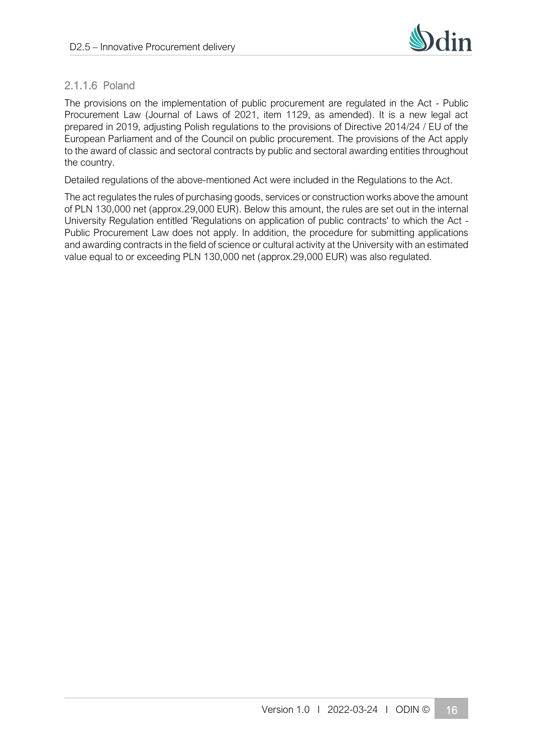#### 2.1.1.6 Poland

The provisions on the implementation of public procurement are regulated in the Act - Public Procurement Law (Journal of Laws of 2021, item 1129, as amended). It is a new legal act prepared in 2019, adjusting Polish regulations to the provisions of Directive 2014/24 / EU of the European Parliament and of the Council on public procurement. The provisions of the Act apply to the award of classic and sectoral contracts by public and sectoral awarding entities throughout the country.

Detailed regulations of the above-mentioned Act were included in the Regulations to the Act.

The act regulates the rules of purchasing goods, services or construction works above the amount of PLN 130,000 net (approx.29,000 EUR). Below this amount, the rules are set out in the internal University Regulation entitled 'Regulations on application of public contracts' to which the Act - Public Procurement Law does not apply. In addition, the procedure for submitting applications and awarding contracts in the field of science or cultural activity at the University with an estimated value equal to or exceeding PLN 130,000 net (approx.29,000 EUR) was also regulated.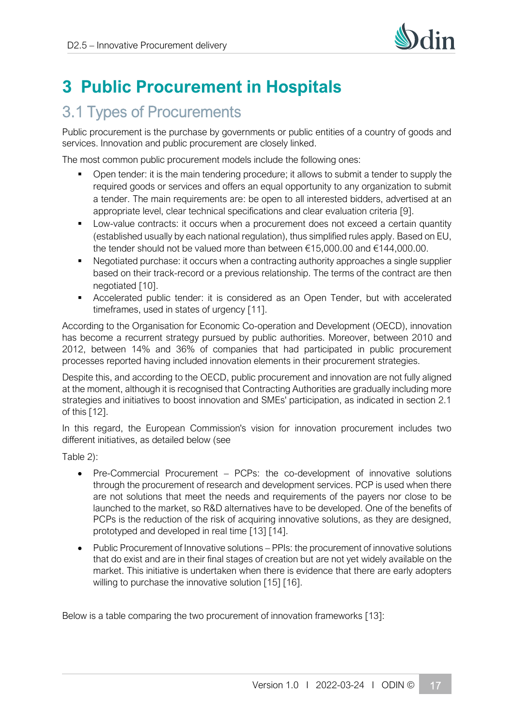# 3 Public Procurement in Hospitals

## 3.1 Types of Procurements

Public procurement is the purchase by governments or public entities of a country of goods and services. Innovation and public procurement are closely linked.

The most common public procurement models include the following ones:

- Open tender: it is the main tendering procedure; it allows to submit a tender to supply the required goods or services and offers an equal opportunity to any organization to submit a tender. The main requirements are: be open to all interested bidders, advertised at an appropriate level, clear technical specifications and clear evaluation criteria [9].
- Low-value contracts: it occurs when a procurement does not exceed a certain quantity (established usually by each national regulation), thus simplified rules apply. Based on EU, the tender should not be valued more than between €15,000.00 and €144,000.00.
- Negotiated purchase: it occurs when a contracting authority approaches a single supplier based on their track-record or a previous relationship. The terms of the contract are then negotiated [10].
- Accelerated public tender: it is considered as an Open Tender, but with accelerated timeframes, used in states of urgency [11].

According to the Organisation for Economic Co-operation and Development (OECD), innovation has become a recurrent strategy pursued by public authorities. Moreover, between 2010 and 2012, between 14% and 36% of companies that had participated in public procurement processes reported having included innovation elements in their procurement strategies.

Despite this, and according to the OECD, public procurement and innovation are not fully aligned at the moment, although it is recognised that Contracting Authorities are gradually including more strategies and initiatives to boost innovation and SMEs' participation, as indicated in section 2.1 of this [12].

In this regard, the European Commission's vision for innovation procurement includes two different initiatives, as detailed below (see

Table 2):

- Pre-Commercial Procurement – PCPs: the co-development of innovative solutions through the procurement of research and development services. PCP is used when there are not solutions that meet the needs and requirements of the payers nor close to be launched to the market, so R&D alternatives have to be developed. One of the benefits of PCPs is the reduction of the risk of acquiring innovative solutions, as they are designed, prototyped and developed in real time [13] [14].
- Public Procurement of Innovative solutions – PPIs: the procurement of innovative solutions that do exist and are in their final stages of creation but are not yet widely available on the market. This initiative is undertaken when there is evidence that there are early adopters willing to purchase the innovative solution [15] [16].

Below is a table comparing the two procurement of innovation frameworks [13]: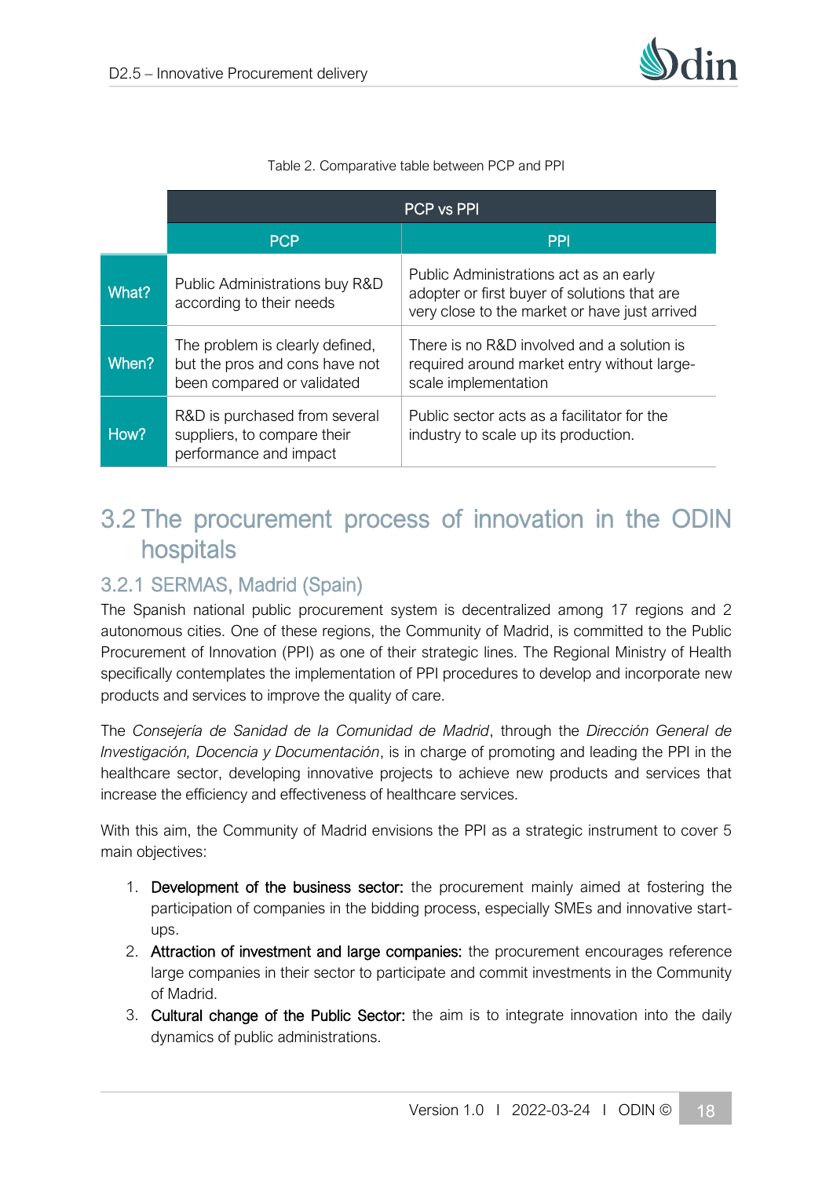Table 2. Comparative table between PCP and PPI

| | PCP vs PPI | |
|---|---|---|
| | **PCP** | **PPI** |
| **What?** | Public Administrations buy R&D according to their needs | Public Administrations act as an early adopter or first buyer of solutions that are very close to the market or have just arrived |
| **When?** | The problem is clearly defined, but the pros and cons have not been compared or validated | There is no R&D involved and a solution is required around market entry without large-scale implementation |
| **How?** | R&D is purchased from several suppliers, to compare their performance and impact | Public sector acts as a facilitator for the industry to scale up its production. |

## 3.2 The procurement process of innovation in the ODIN hospitals

### 3.2.1 SERMAS, Madrid (Spain)

The Spanish national public procurement system is decentralized among 17 regions and 2 autonomous cities. One of these regions, the Community of Madrid, is committed to the Public Procurement of Innovation (PPI) as one of their strategic lines. The Regional Ministry of Health specifically contemplates the implementation of PPI procedures to develop and incorporate new products and services to improve the quality of care.

The *Consejería de Sanidad de la Comunidad de Madrid*, through the *Dirección General de Investigación, Docencia y Documentación*, is in charge of promoting and leading the PPI in the healthcare sector, developing innovative projects to achieve new products and services that increase the efficiency and effectiveness of healthcare services.

With this aim, the Community of Madrid envisions the PPI as a strategic instrument to cover 5 main objectives:

1. **Development of the business sector:** the procurement mainly aimed at fostering the participation of companies in the bidding process, especially SMEs and innovative start-ups.
2. **Attraction of investment and large companies:** the procurement encourages reference large companies in their sector to participate and commit investments in the Community of Madrid.
3. **Cultural change of the Public Sector:** the aim is to integrate innovation into the daily dynamics of public administrations.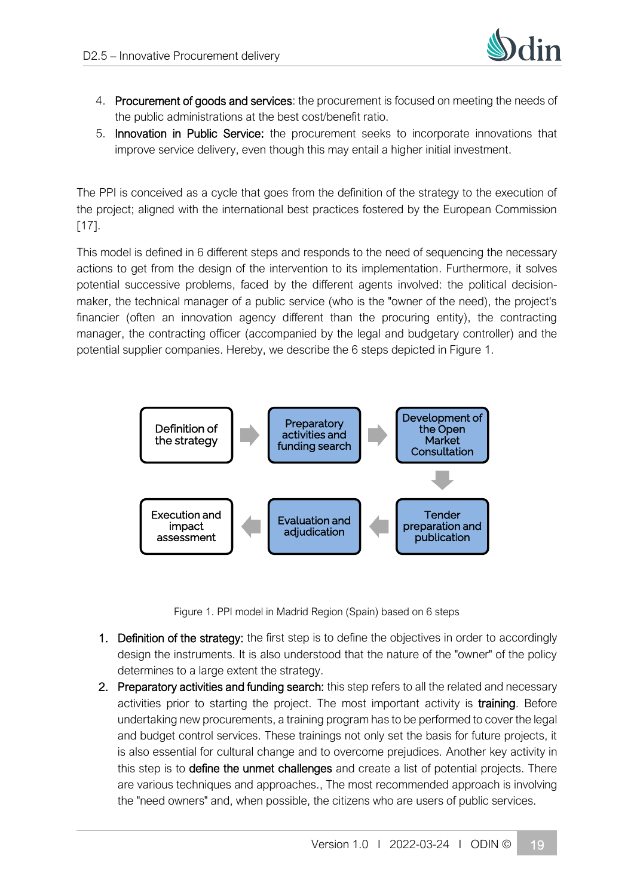4. **Procurement of goods and services**: the procurement is focused on meeting the needs of the public administrations at the best cost/benefit ratio.
5. **Innovation in Public Service:** the procurement seeks to incorporate innovations that improve service delivery, even though this may entail a higher initial investment.

The PPI is conceived as a cycle that goes from the definition of the strategy to the execution of the project; aligned with the international best practices fostered by the European Commission [17].

This model is defined in 6 different steps and responds to the need of sequencing the necessary actions to get from the design of the intervention to its implementation. Furthermore, it solves potential successive problems, faced by the different agents involved: the political decision-maker, the technical manager of a public service (who is the "owner of the need), the project's financier (often an innovation agency different than the procuring entity), the contracting manager, the contracting officer (accompanied by the legal and budgetary controller) and the potential supplier companies. Hereby, we describe the 6 steps depicted in Figure 1.

Definition of the strategy → Preparatory activities and funding search → Development of the Open Market Consultation → Tender preparation and publication → Evaluation and adjudication → Execution and impact assessment

Figure 1. PPI model in Madrid Region (Spain) based on 6 steps

1. **Definition of the strategy:** the first step is to define the objectives in order to accordingly design the instruments. It is also understood that the nature of the "owner" of the policy determines to a large extent the strategy.
2. **Preparatory activities and funding search:** this step refers to all the related and necessary activities prior to starting the project. The most important activity is **training**. Before undertaking new procurements, a training program has to be performed to cover the legal and budget control services. These trainings not only set the basis for future projects, it is also essential for cultural change and to overcome prejudices. Another key activity in this step is to **define the unmet challenges** and create a list of potential projects. There are various techniques and approaches., The most recommended approach is involving the "need owners" and, when possible, the citizens who are users of public services.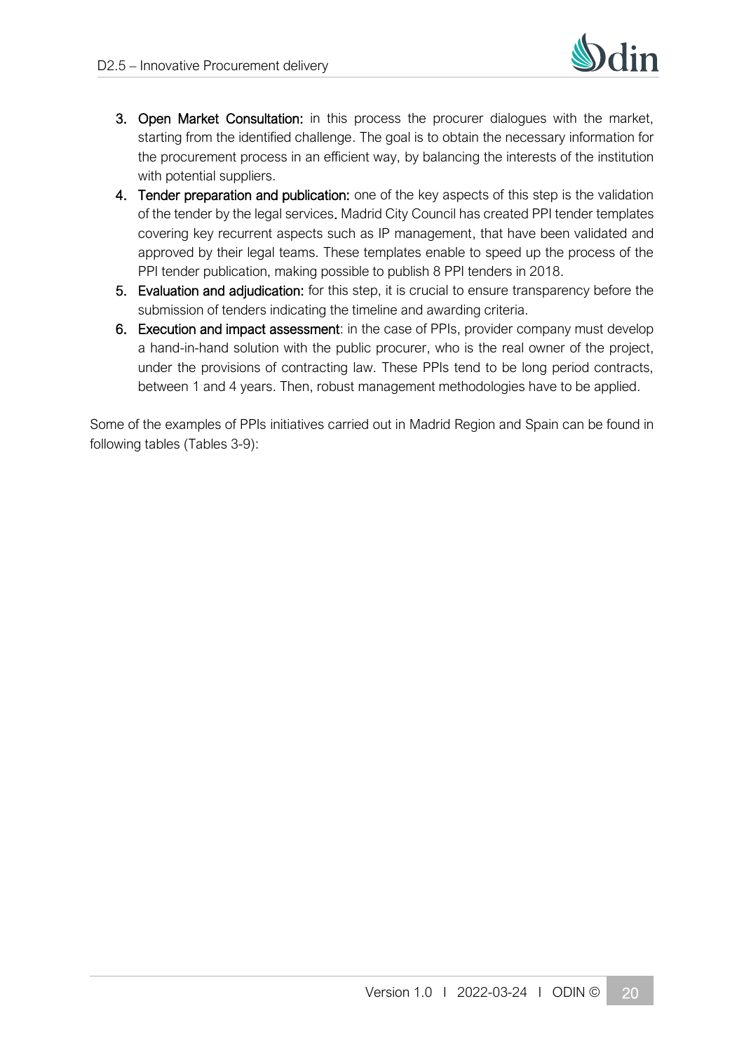3. **Open Market Consultation:** in this process the procurer dialogues with the market, starting from the identified challenge. The goal is to obtain the necessary information for the procurement process in an efficient way, by balancing the interests of the institution with potential suppliers.
4. **Tender preparation and publication:** one of the key aspects of this step is the validation of the tender by the legal services. Madrid City Council has created PPI tender templates covering key recurrent aspects such as IP management, that have been validated and approved by their legal teams. These templates enable to speed up the process of the PPI tender publication, making possible to publish 8 PPI tenders in 2018.
5. **Evaluation and adjudication:** for this step, it is crucial to ensure transparency before the submission of tenders indicating the timeline and awarding criteria.
6. **Execution and impact assessment**: in the case of PPIs, provider company must develop a hand-in-hand solution with the public procurer, who is the real owner of the project, under the provisions of contracting law. These PPIs tend to be long period contracts, between 1 and 4 years. Then, robust management methodologies have to be applied.

Some of the examples of PPIs initiatives carried out in Madrid Region and Spain can be found in following tables (Tables 3-9):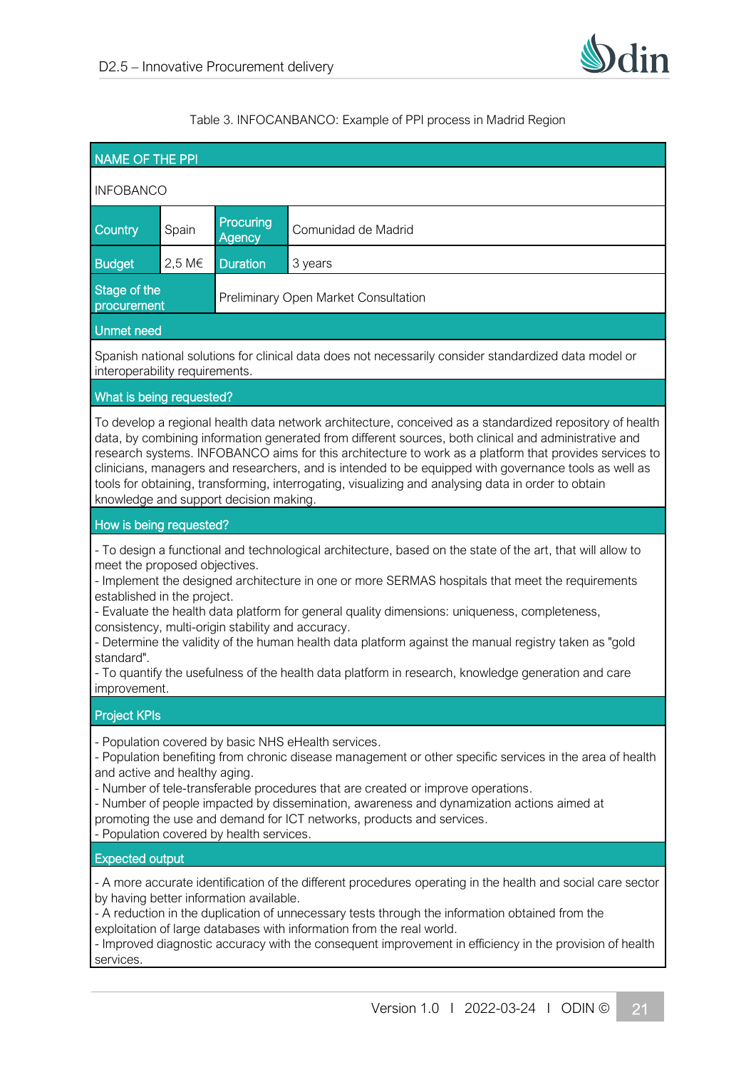Table 3. INFOCANBANCO: Example of PPI process in Madrid Region

| NAME OF THE PPI | | | |
|---|---|---|---|
| INFOBANCO | | | |
| Country | Spain | Procuring Agency | Comunidad de Madrid |
| Budget | 2,5 M€ | Duration | 3 years |
| Stage of the procurement | | Preliminary Open Market Consultation | |
| **Unmet need** | | | |
| Spanish national solutions for clinical data does not necessarily consider standardized data model or interoperability requirements. | | | |
| **What is being requested?** | | | |
| To develop a regional health data network architecture, conceived as a standardized repository of health data, by combining information generated from different sources, both clinical and administrative and research systems. INFOBANCO aims for this architecture to work as a platform that provides services to clinicians, managers and researchers, and is intended to be equipped with governance tools as well as tools for obtaining, transforming, interrogating, visualizing and analysing data in order to obtain knowledge and support decision making. | | | |
| **How is being requested?** | | | |
| - To design a functional and technological architecture, based on the state of the art, that will allow to meet the proposed objectives.<br>- Implement the designed architecture in one or more SERMAS hospitals that meet the requirements established in the project.<br>- Evaluate the health data platform for general quality dimensions: uniqueness, completeness, consistency, multi-origin stability and accuracy.<br>- Determine the validity of the human health data platform against the manual registry taken as "gold standard".<br>- To quantify the usefulness of the health data platform in research, knowledge generation and care improvement. | | | |
| **Project KPIs** | | | |
| - Population covered by basic NHS eHealth services.<br>- Population benefiting from chronic disease management or other specific services in the area of health and active and healthy aging.<br>- Number of tele-transferable procedures that are created or improve operations.<br>- Number of people impacted by dissemination, awareness and dynamization actions aimed at promoting the use and demand for ICT networks, products and services.<br>- Population covered by health services. | | | |
| **Expected output** | | | |
| - A more accurate identification of the different procedures operating in the health and social care sector by having better information available.<br>- A reduction in the duplication of unnecessary tests through the information obtained from the exploitation of large databases with information from the real world.<br>- Improved diagnostic accuracy with the consequent improvement in efficiency in the provision of health services. | | | |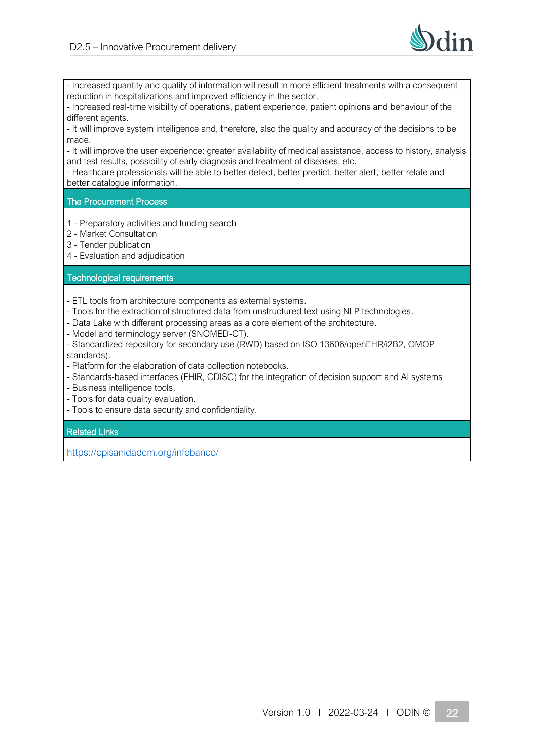- Increased quantity and quality of information will result in more efficient treatments with a consequent reduction in hospitalizations and improved efficiency in the sector.
- Increased real-time visibility of operations, patient experience, patient opinions and behaviour of the different agents.
- It will improve system intelligence and, therefore, also the quality and accuracy of the decisions to be made.
- It will improve the user experience: greater availability of medical assistance, access to history, analysis and test results, possibility of early diagnosis and treatment of diseases, etc.
- Healthcare professionals will be able to better detect, better predict, better alert, better relate and better catalogue information.

**The Procurement Process**

1 - Preparatory activities and funding search
2 - Market Consultation
3 - Tender publication
4 - Evaluation and adjudication

**Technological requirements**

- ETL tools from architecture components as external systems.
- Tools for the extraction of structured data from unstructured text using NLP technologies.
- Data Lake with different processing areas as a core element of the architecture.
- Model and terminology server (SNOMED-CT).
- Standardized repository for secondary use (RWD) based on ISO 13606/openEHR/i2B2, OMOP standards).
- Platform for the elaboration of data collection notebooks.
- Standards-based interfaces (FHIR, CDISC) for the integration of decision support and AI systems
- Business intelligence tools.
- Tools for data quality evaluation.
- Tools to ensure data security and confidentiality.

**Related Links**

https://cpisanidadcm.org/infobanco/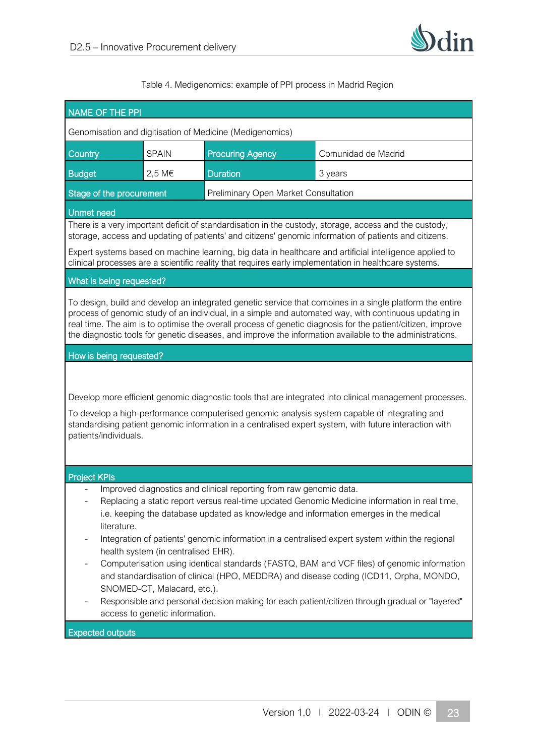Table 4. Medigenomics: example of PPI process in Madrid Region

| NAME OF THE PPI | | | |
|---|---|---|---|
| Genomisation and digitisation of Medicine (Medigenomics) | | | |
| Country | SPAIN | Procuring Agency | Comunidad de Madrid |
| Budget | 2,5 M€ | Duration | 3 years |
| Stage of the procurement | | Preliminary Open Market Consultation | |
| **Unmet need** | | | |
| There is a very important deficit of standardisation in the custody, storage, access and the custody, storage, access and updating of patients' and citizens' genomic information of patients and citizens.<br><br>Expert systems based on machine learning, big data in healthcare and artificial intelligence applied to clinical processes are a scientific reality that requires early implementation in healthcare systems. | | | |
| **What is being requested?** | | | |
| To design, build and develop an integrated genetic service that combines in a single platform the entire process of genomic study of an individual, in a simple and automated way, with continuous updating in real time. The aim is to optimise the overall process of genetic diagnosis for the patient/citizen, improve the diagnostic tools for genetic diseases, and improve the information available to the administrations. | | | |
| **How is being requested?** | | | |
| Develop more efficient genomic diagnostic tools that are integrated into clinical management processes.<br><br>To develop a high-performance computerised genomic analysis system capable of integrating and standardising patient genomic information in a centralised expert system, with future interaction with patients/individuals. | | | |
| **Project KPIs** | | | |
| - Improved diagnostics and clinical reporting from raw genomic data.<br>- Replacing a static report versus real-time updated Genomic Medicine information in real time, i.e. keeping the database updated as knowledge and information emerges in the medical literature.<br>- Integration of patients' genomic information in a centralised expert system within the regional health system (in centralised EHR).<br>- Computerisation using identical standards (FASTQ, BAM and VCF files) of genomic information and standardisation of clinical (HPO, MEDDRA) and disease coding (ICD11, Orpha, MONDO, SNOMED-CT, Malacard, etc.).<br>- Responsible and personal decision making for each patient/citizen through gradual or "layered" access to genetic information. | | | |
| **Expected outputs** | | | |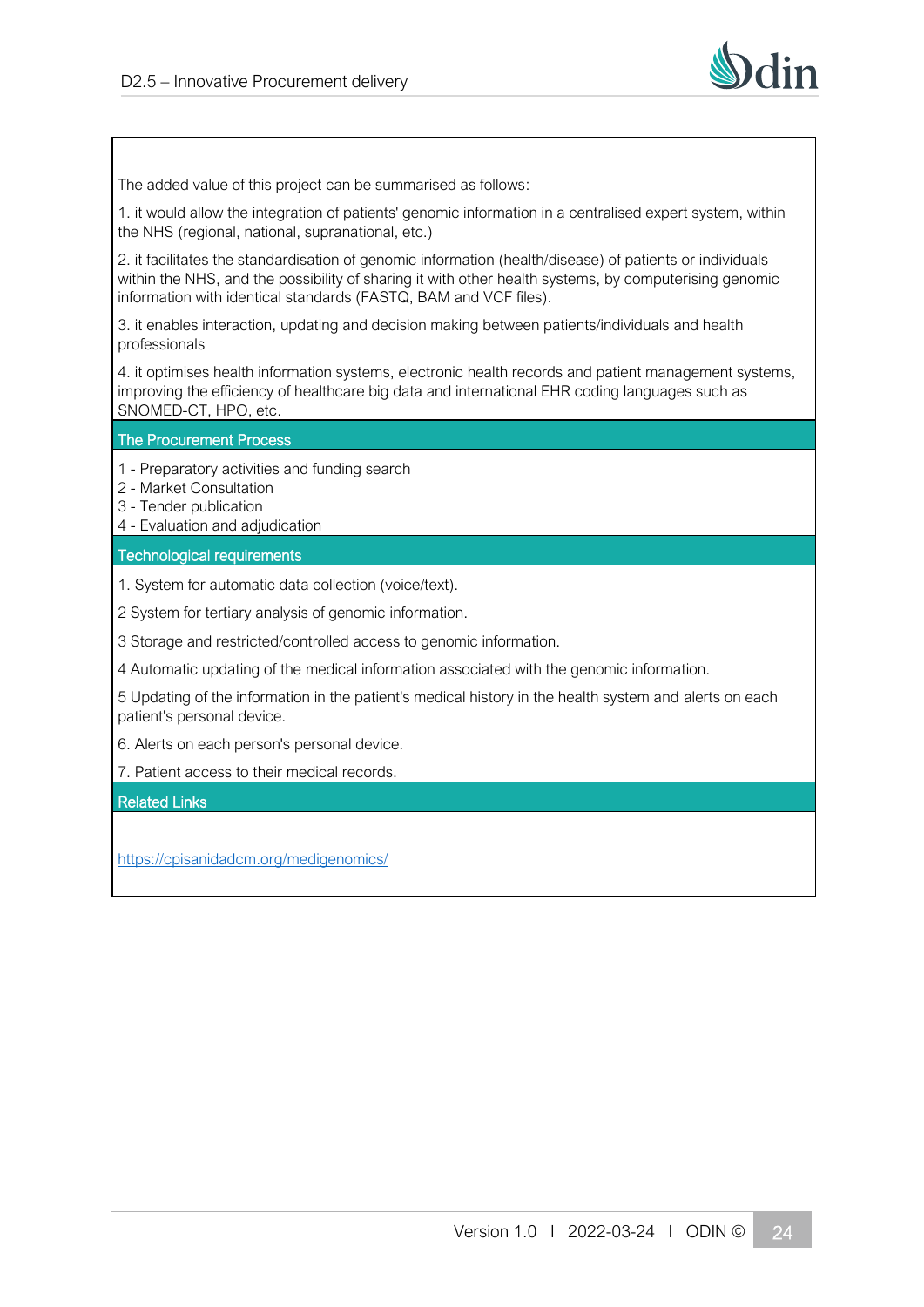The added value of this project can be summarised as follows:

1. it would allow the integration of patients' genomic information in a centralised expert system, within the NHS (regional, national, supranational, etc.)

2. it facilitates the standardisation of genomic information (health/disease) of patients or individuals within the NHS, and the possibility of sharing it with other health systems, by computerising genomic information with identical standards (FASTQ, BAM and VCF files).

3. it enables interaction, updating and decision making between patients/individuals and health professionals

4. it optimises health information systems, electronic health records and patient management systems, improving the efficiency of healthcare big data and international EHR coding languages such as SNOMED-CT, HPO, etc.

### The Procurement Process

1 - Preparatory activities and funding search
2 - Market Consultation
3 - Tender publication
4 - Evaluation and adjudication

### Technological requirements

1. System for automatic data collection (voice/text).

2 System for tertiary analysis of genomic information.

3 Storage and restricted/controlled access to genomic information.

4 Automatic updating of the medical information associated with the genomic information.

5 Updating of the information in the patient's medical history in the health system and alerts on each patient's personal device.

6. Alerts on each person's personal device.

7. Patient access to their medical records.

### Related Links

https://cpisanidadcm.org/medigenomics/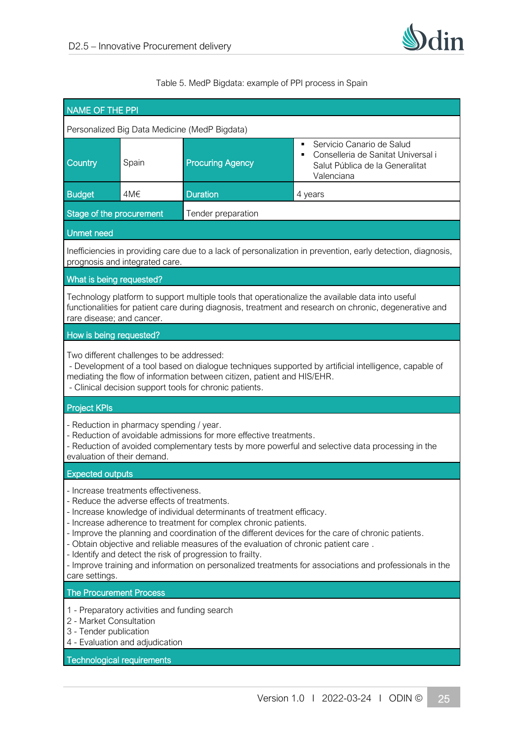Table 5. MedP Bigdata: example of PPI process in Spain

| NAME OF THE PPI | | | |
|---|---|---|---|
| Personalized Big Data Medicine (MedP Bigdata) | | | |
| Country | Spain | Procuring Agency | ▪ Servicio Canario de Salud<br>▪ Conselleria de Sanitat Universal i Salut Pública de la Generalitat Valenciana |
| Budget | 4M€ | Duration | 4 years |
| Stage of the procurement | | Tender preparation | |
| **Unmet need** | | | |
| Inefficiencies in providing care due to a lack of personalization in prevention, early detection, diagnosis, prognosis and integrated care. | | | |
| **What is being requested?** | | | |
| Technology platform to support multiple tools that operationalize the available data into useful functionalities for patient care during diagnosis, treatment and research on chronic, degenerative and rare disease; and cancer. | | | |
| **How is being requested?** | | | |
| Two different challenges to be addressed:<br>- Development of a tool based on dialogue techniques supported by artificial intelligence, capable of mediating the flow of information between citizen, patient and HIS/EHR.<br>- Clinical decision support tools for chronic patients. | | | |
| **Project KPIs** | | | |
| - Reduction in pharmacy spending / year.<br>- Reduction of avoidable admissions for more effective treatments.<br>- Reduction of avoided complementary tests by more powerful and selective data processing in the evaluation of their demand. | | | |
| **Expected outputs** | | | |
| - Increase treatments effectiveness.<br>- Reduce the adverse effects of treatments.<br>- Increase knowledge of individual determinants of treatment efficacy.<br>- Increase adherence to treatment for complex chronic patients.<br>- Improve the planning and coordination of the different devices for the care of chronic patients.<br>- Obtain objective and reliable measures of the evaluation of chronic patient care .<br>- Identify and detect the risk of progression to frailty.<br>- Improve training and information on personalized treatments for associations and professionals in the care settings. | | | |
| **The Procurement Process** | | | |
| 1 - Preparatory activities and funding search<br>2 - Market Consultation<br>3 - Tender publication<br>4 - Evaluation and adjudication | | | |
| **Technological requirements** | | | |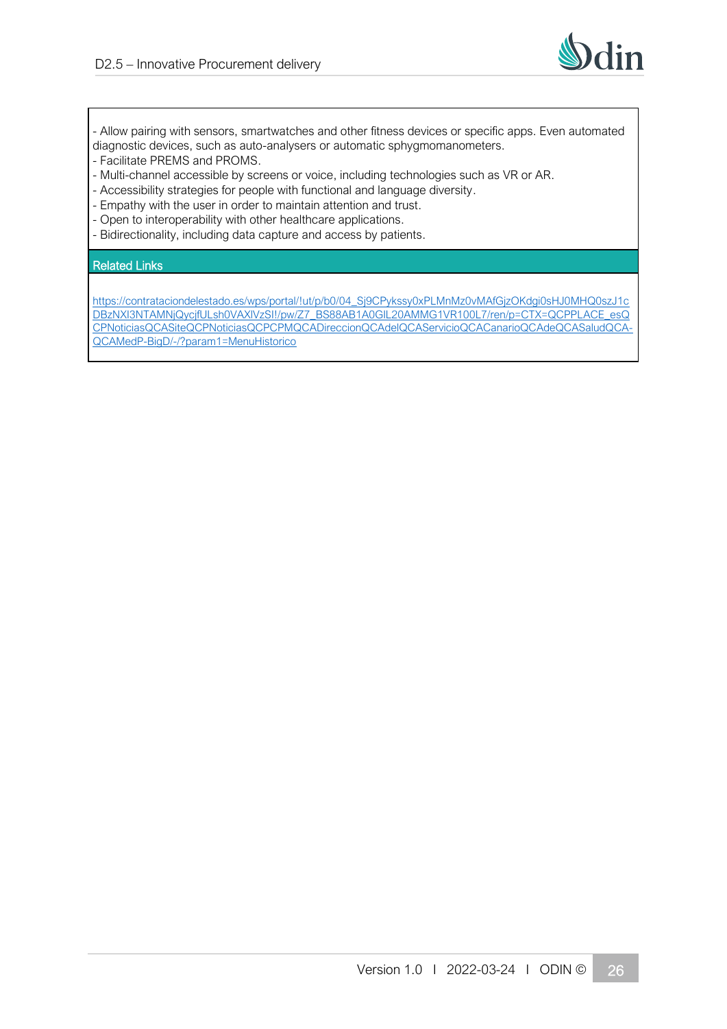- Allow pairing with sensors, smartwatches and other fitness devices or specific apps. Even automated diagnostic devices, such as auto-analysers or automatic sphygmomanometers.
- Facilitate PREMS and PROMS.
- Multi-channel accessible by screens or voice, including technologies such as VR or AR.
- Accessibility strategies for people with functional and language diversity.
- Empathy with the user in order to maintain attention and trust.
- Open to interoperability with other healthcare applications.
- Bidirectionality, including data capture and access by patients.

**Related Links**

https://contrataciondelestado.es/wps/portal/!ut/p/b0/04_Sj9CPykssy0xPLMnMz0vMAfGjzOKdgi0sHJ0MHQ0szJ1cDBzNXI3NTAMNjQycjfULsh0VAXlVzSI!/pw/Z7_BS88AB1A0GIL20AMMG1VR100L7/ren/p=CTX=QCPPLACE_esQCPNoticiasQCASiteQCPNoticiasQCPCPMQCADireccionQCAdelQCAServicioQCACanarioQCAdeQCASaludQCA-QCAMedP-BigD/-/?param1=MenuHistorico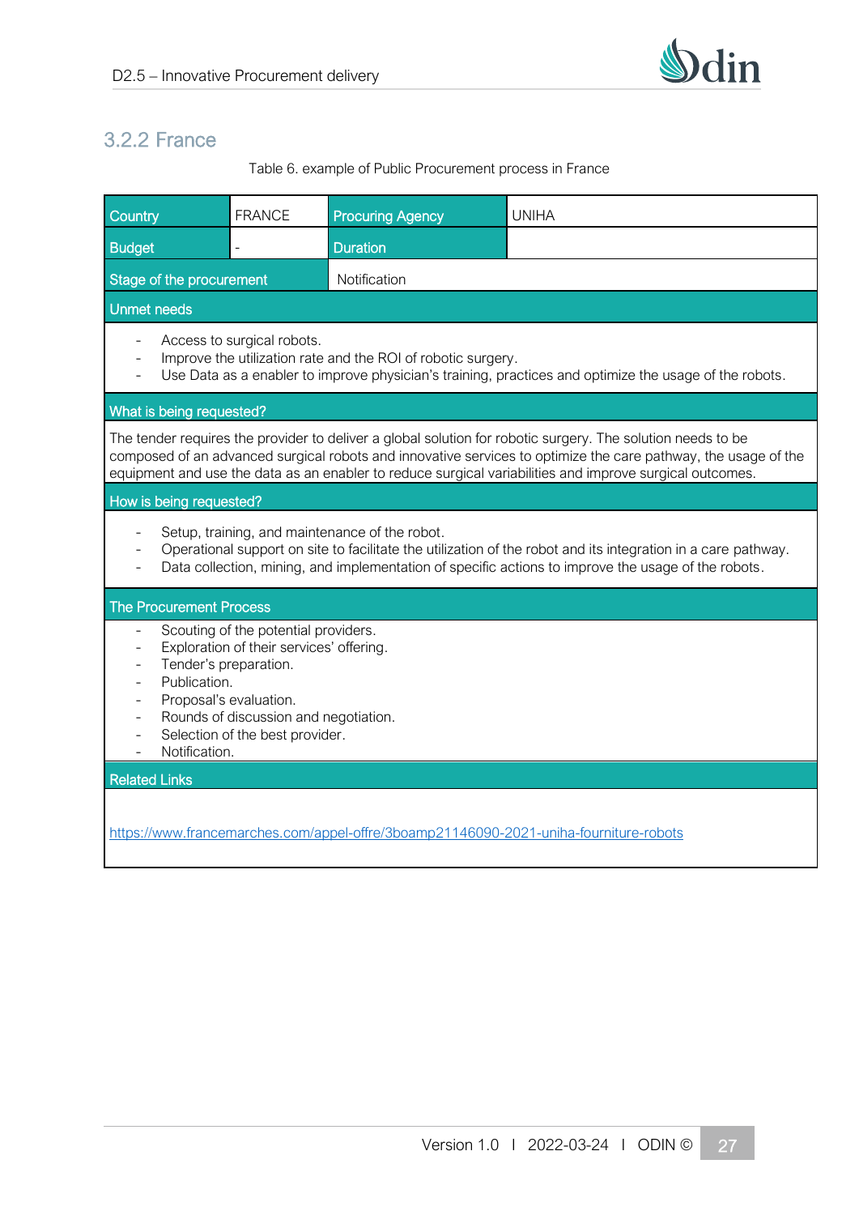### 3.2.2 France

Table 6. example of Public Procurement process in France

| Country | FRANCE | Procuring Agency | UNIHA |
|---|---|---|---|
| Budget | - | Duration | |
| Stage of the procurement | | Notification | |
| **Unmet needs** | | | |
| - Access to surgical robots.<br>- Improve the utilization rate and the ROI of robotic surgery.<br>- Use Data as a enabler to improve physician's training, practices and optimize the usage of the robots. | | | |
| **What is being requested?** | | | |
| The tender requires the provider to deliver a global solution for robotic surgery. The solution needs to be composed of an advanced surgical robots and innovative services to optimize the care pathway, the usage of the equipment and use the data as an enabler to reduce surgical variabilities and improve surgical outcomes. | | | |
| **How is being requested?** | | | |
| - Setup, training, and maintenance of the robot.<br>- Operational support on site to facilitate the utilization of the robot and its integration in a care pathway.<br>- Data collection, mining, and implementation of specific actions to improve the usage of the robots. | | | |
| **The Procurement Process** | | | |
| - Scouting of the potential providers.<br>- Exploration of their services' offering.<br>- Tender's preparation.<br>- Publication.<br>- Proposal's evaluation.<br>- Rounds of discussion and negotiation.<br>- Selection of the best provider.<br>- Notification. | | | |
| **Related Links** | | | |
| https://www.francemarches.com/appel-offre/3boamp21146090-2021-uniha-fourniture-robots | | | |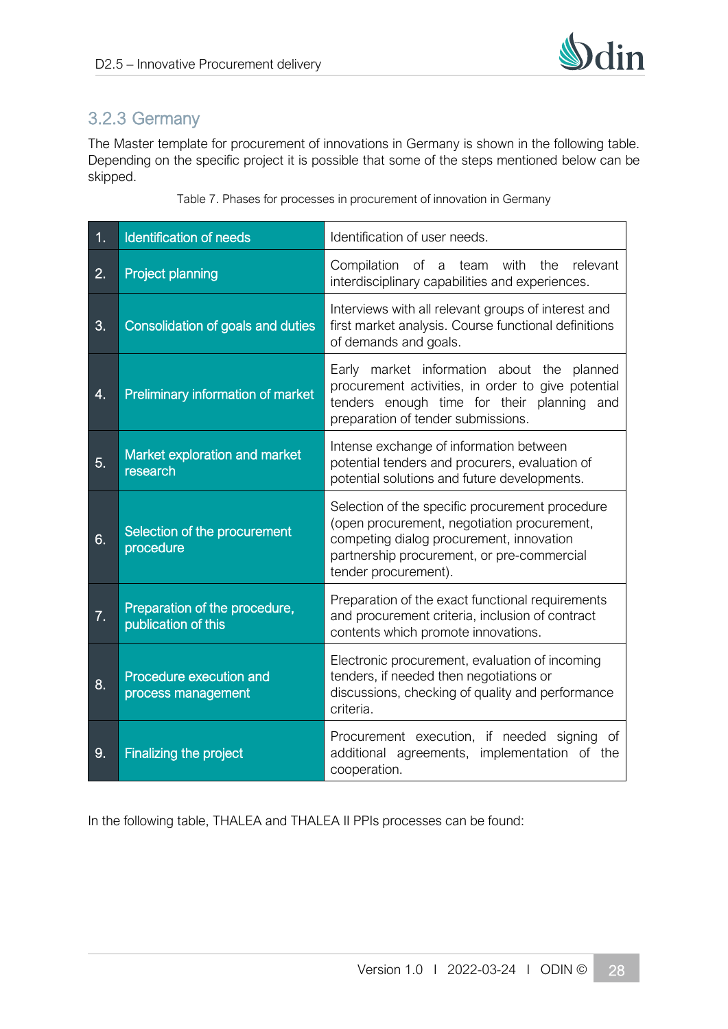### 3.2.3 Germany

The Master template for procurement of innovations in Germany is shown in the following table. Depending on the specific project it is possible that some of the steps mentioned below can be skipped.

Table 7. Phases for processes in procurement of innovation in Germany

| | | |
|---|---|---|
| 1. | Identification of needs | Identification of user needs. |
| 2. | Project planning | Compilation of a team with the relevant interdisciplinary capabilities and experiences. |
| 3. | Consolidation of goals and duties | Interviews with all relevant groups of interest and first market analysis. Course functional definitions of demands and goals. |
| 4. | Preliminary information of market | Early market information about the planned procurement activities, in order to give potential tenders enough time for their planning and preparation of tender submissions. |
| 5. | Market exploration and market research | Intense exchange of information between potential tenders and procurers, evaluation of potential solutions and future developments. |
| 6. | Selection of the procurement procedure | Selection of the specific procurement procedure (open procurement, negotiation procurement, competing dialog procurement, innovation partnership procurement, or pre-commercial tender procurement). |
| 7. | Preparation of the procedure, publication of this | Preparation of the exact functional requirements and procurement criteria, inclusion of contract contents which promote innovations. |
| 8. | Procedure execution and process management | Electronic procurement, evaluation of incoming tenders, if needed then negotiations or discussions, checking of quality and performance criteria. |
| 9. | Finalizing the project | Procurement execution, if needed signing of additional agreements, implementation of the cooperation. |

In the following table, THALEA and THALEA II PPIs processes can be found: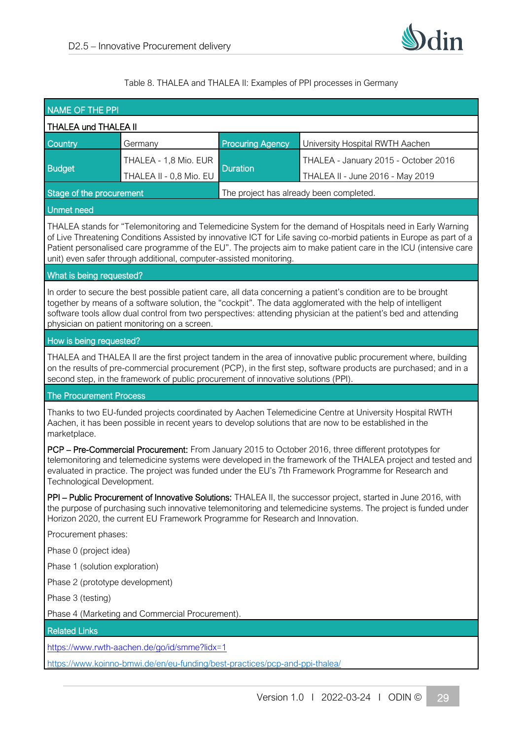Table 8. THALEA and THALEA II: Examples of PPI processes in Germany

| NAME OF THE PPI | | | |
|---|---|---|---|
| THALEA und THALEA II | | | |
| Country | Germany | Procuring Agency | University Hospital RWTH Aachen |
| Budget | THALEA - 1,8 Mio. EUR<br>THALEA II - 0,8 Mio. EU | Duration | THALEA - January 2015 - October 2016<br>THALEA II - June 2016 - May 2019 |
| Stage of the procurement | | The project has already been completed. | |
| Unmet need | | | |
| THALEA stands for "Telemonitoring and Telemedicine System for the demand of Hospitals need in Early Warning of Live Threatening Conditions Assisted by innovative ICT for Life saving co-morbid patients in Europe as part of a Patient personalised care programme of the EU". The projects aim to make patient care in the ICU (intensive care unit) even safer through additional, computer-assisted monitoring. | | | |
| What is being requested? | | | |
| In order to secure the best possible patient care, all data concerning a patient's condition are to be brought together by means of a software solution, the "cockpit". The data agglomerated with the help of intelligent software tools allow dual control from two perspectives: attending physician at the patient's bed and attending physician on patient monitoring on a screen. | | | |
| How is being requested? | | | |
| THALEA and THALEA II are the first project tandem in the area of innovative public procurement where, building on the results of pre-commercial procurement (PCP), in the first step, software products are purchased; and in a second step, in the framework of public procurement of innovative solutions (PPI). | | | |
| The Procurement Process | | | |
| Thanks to two EU-funded projects coordinated by Aachen Telemedicine Centre at University Hospital RWTH Aachen, it has been possible in recent years to develop solutions that are now to be established in the marketplace.<br><br>**PCP – Pre-Commercial Procurement:** From January 2015 to October 2016, three different prototypes for telemonitoring and telemedicine systems were developed in the framework of the THALEA project and tested and evaluated in practice. The project was funded under the EU's 7th Framework Programme for Research and Technological Development.<br><br>**PPI – Public Procurement of Innovative Solutions:** THALEA II, the successor project, started in June 2016, with the purpose of purchasing such innovative telemonitoring and telemedicine systems. The project is funded under Horizon 2020, the current EU Framework Programme for Research and Innovation.<br><br>Procurement phases:<br><br>Phase 0 (project idea)<br><br>Phase 1 (solution exploration)<br><br>Phase 2 (prototype development)<br><br>Phase 3 (testing)<br><br>Phase 4 (Marketing and Commercial Procurement). | | | |
| Related Links | | | |
| https://www.rwth-aachen.de/go/id/smme?lidx=1<br><br>https://www.koinno-bmwi.de/en/eu-funding/best-practices/pcp-and-ppi-thalea/ | | | |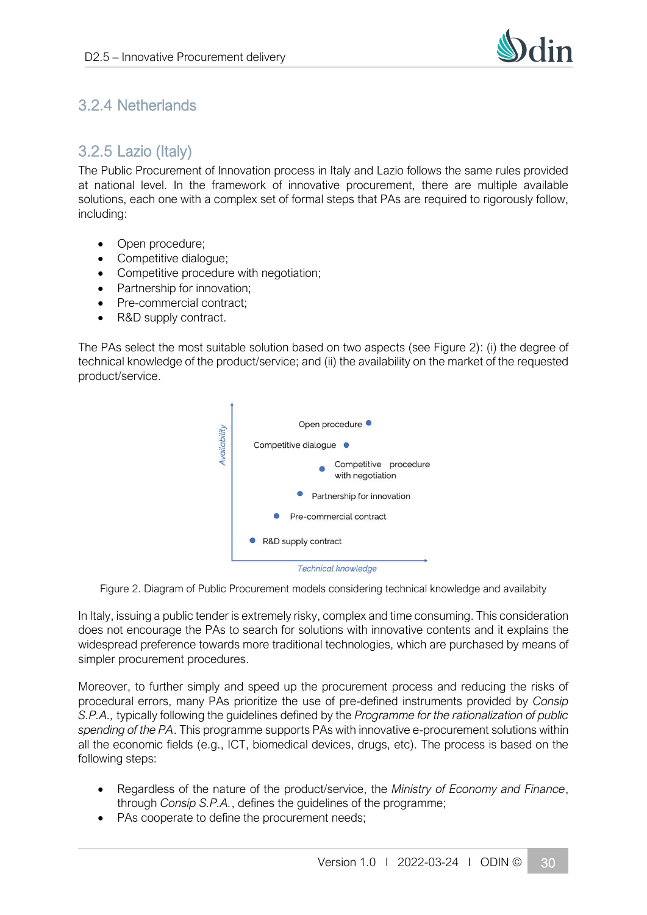### 3.2.4 Netherlands

### 3.2.5 Lazio (Italy)

The Public Procurement of Innovation process in Italy and Lazio follows the same rules provided at national level. In the framework of innovative procurement, there are multiple available solutions, each one with a complex set of formal steps that PAs are required to rigorously follow, including:

- Open procedure;
- Competitive dialogue;
- Competitive procedure with negotiation;
- Partnership for innovation;
- Pre-commercial contract;
- R&D supply contract.

The PAs select the most suitable solution based on two aspects (see Figure 2): (i) the degree of technical knowledge of the product/service; and (ii) the availability on the market of the requested product/service.

Availability

Open procedure

Competitive dialogue

Competitive procedure with negotiation

Partnership for innovation

Pre-commercial contract

R&D supply contract

Technical knowledge

Figure 2. Diagram of Public Procurement models considering technical knowledge and availabity

In Italy, issuing a public tender is extremely risky, complex and time consuming. This consideration does not encourage the PAs to search for solutions with innovative contents and it explains the widespread preference towards more traditional technologies, which are purchased by means of simpler procurement procedures.

Moreover, to further simply and speed up the procurement process and reducing the risks of procedural errors, many PAs prioritize the use of pre-defined instruments provided by *Consip S.P.A.,* typically following the guidelines defined by the *Programme for the rationalization of public spending of the PA*. This programme supports PAs with innovative e-procurement solutions within all the economic fields (e.g., ICT, biomedical devices, drugs, etc). The process is based on the following steps:

- Regardless of the nature of the product/service, the *Ministry of Economy and Finance*, through *Consip S.P.A.*, defines the guidelines of the programme;
- PAs cooperate to define the procurement needs;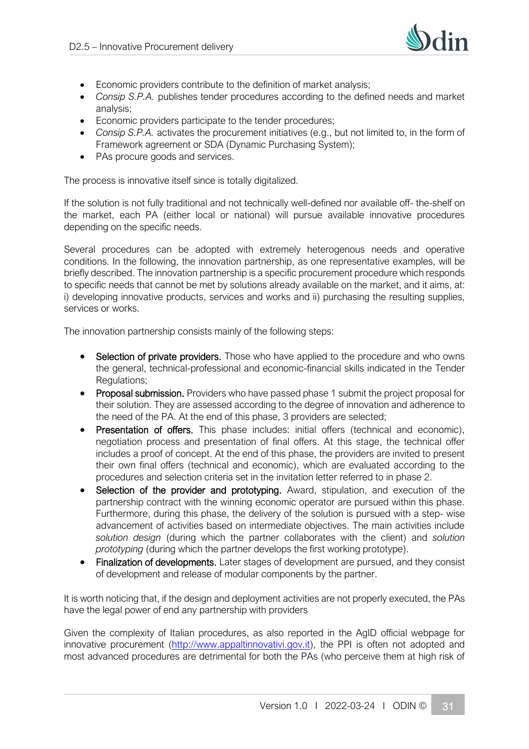- Economic providers contribute to the definition of market analysis;
- *Consip S.P.A.* publishes tender procedures according to the defined needs and market analysis;
- Economic providers participate to the tender procedures;
- *Consip S.P.A.* activates the procurement initiatives (e.g., but not limited to, in the form of Framework agreement or SDA (Dynamic Purchasing System);
- PAs procure goods and services.

The process is innovative itself since is totally digitalized.

If the solution is not fully traditional and not technically well-defined nor available off- the-shelf on the market, each PA (either local or national) will pursue available innovative procedures depending on the specific needs.

Several procedures can be adopted with extremely heterogenous needs and operative conditions. In the following, the innovation partnership, as one representative examples, will be briefly described. The innovation partnership is a specific procurement procedure which responds to specific needs that cannot be met by solutions already available on the market, and it aims, at: i) developing innovative products, services and works and ii) purchasing the resulting supplies, services or works.

The innovation partnership consists mainly of the following steps:

- Selection of private providers. Those who have applied to the procedure and who owns the general, technical-professional and economic-financial skills indicated in the Tender Regulations;
- Proposal submission. Providers who have passed phase 1 submit the project proposal for their solution. They are assessed according to the degree of innovation and adherence to the need of the PA. At the end of this phase, 3 providers are selected;
- Presentation of offers. This phase includes: initial offers (technical and economic), negotiation process and presentation of final offers. At this stage, the technical offer includes a proof of concept. At the end of this phase, the providers are invited to present their own final offers (technical and economic), which are evaluated according to the procedures and selection criteria set in the invitation letter referred to in phase 2.
- Selection of the provider and prototyping. Award, stipulation, and execution of the partnership contract with the winning economic operator are pursued within this phase. Furthermore, during this phase, the delivery of the solution is pursued with a step- wise advancement of activities based on intermediate objectives. The main activities include *solution design* (during which the partner collaborates with the client) and *solution prototyping* (during which the partner develops the first working prototype).
- Finalization of developments. Later stages of development are pursued, and they consist of development and release of modular components by the partner.

It is worth noticing that, if the design and deployment activities are not properly executed, the PAs have the legal power of end any partnership with providers

Given the complexity of Italian procedures, as also reported in the AgID official webpage for innovative procurement (http://www.appaltinnovativi.gov.it), the PPI is often not adopted and most advanced procedures are detrimental for both the PAs (who perceive them at high risk of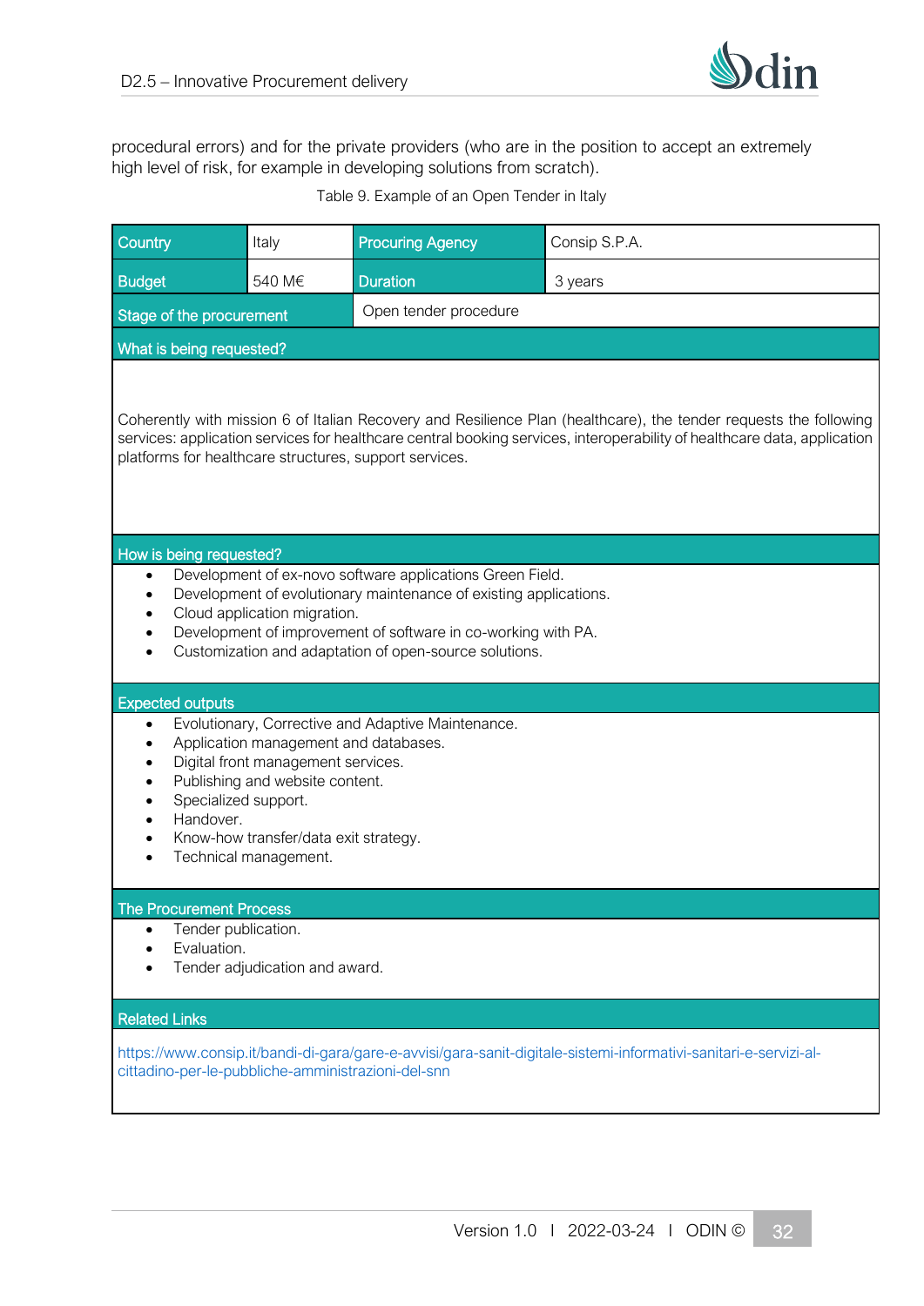procedural errors) and for the private providers (who are in the position to accept an extremely high level of risk, for example in developing solutions from scratch).

Table 9. Example of an Open Tender in Italy

| Country | Italy | Procuring Agency | Consip S.P.A. |
|---|---|---|---|
| Budget | 540 M€ | Duration | 3 years |
| Stage of the procurement | | Open tender procedure | |
| What is being requested? | | | |
| Coherently with mission 6 of Italian Recovery and Resilience Plan (healthcare), the tender requests the following services: application services for healthcare central booking services, interoperability of healthcare data, application platforms for healthcare structures, support services. | | | |
| How is being requested? | | | |
| • Development of ex-novo software applications Green Field.<br>• Development of evolutionary maintenance of existing applications.<br>• Cloud application migration.<br>• Development of improvement of software in co-working with PA.<br>• Customization and adaptation of open-source solutions. | | | |
| Expected outputs | | | |
| • Evolutionary, Corrective and Adaptive Maintenance.<br>• Application management and databases.<br>• Digital front management services.<br>• Publishing and website content.<br>• Specialized support.<br>• Handover.<br>• Know-how transfer/data exit strategy.<br>• Technical management. | | | |
| The Procurement Process | | | |
| • Tender publication.<br>• Evaluation.<br>• Tender adjudication and award. | | | |
| Related Links | | | |
| https://www.consip.it/bandi-di-gara/gare-e-avvisi/gara-sanit-digitale-sistemi-informativi-sanitari-e-servizi-al-cittadino-per-le-pubbliche-amministrazioni-del-snn | | | |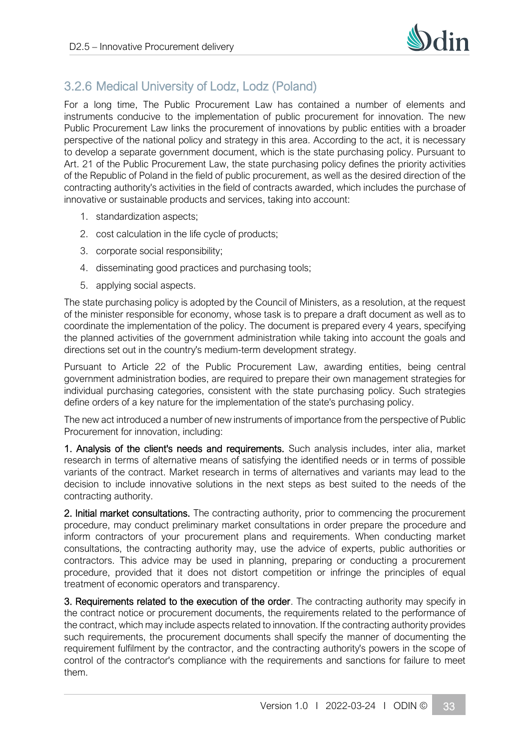### 3.2.6 Medical University of Lodz, Lodz (Poland)

For a long time, The Public Procurement Law has contained a number of elements and instruments conducive to the implementation of public procurement for innovation. The new Public Procurement Law links the procurement of innovations by public entities with a broader perspective of the national policy and strategy in this area. According to the act, it is necessary to develop a separate government document, which is the state purchasing policy. Pursuant to Art. 21 of the Public Procurement Law, the state purchasing policy defines the priority activities of the Republic of Poland in the field of public procurement, as well as the desired direction of the contracting authority's activities in the field of contracts awarded, which includes the purchase of innovative or sustainable products and services, taking into account:

1. standardization aspects;
2. cost calculation in the life cycle of products;
3. corporate social responsibility;
4. disseminating good practices and purchasing tools;
5. applying social aspects.

The state purchasing policy is adopted by the Council of Ministers, as a resolution, at the request of the minister responsible for economy, whose task is to prepare a draft document as well as to coordinate the implementation of the policy. The document is prepared every 4 years, specifying the planned activities of the government administration while taking into account the goals and directions set out in the country's medium-term development strategy.

Pursuant to Article 22 of the Public Procurement Law, awarding entities, being central government administration bodies, are required to prepare their own management strategies for individual purchasing categories, consistent with the state purchasing policy. Such strategies define orders of a key nature for the implementation of the state's purchasing policy.

The new act introduced a number of new instruments of importance from the perspective of Public Procurement for innovation, including:

**1. Analysis of the client's needs and requirements.** Such analysis includes, inter alia, market research in terms of alternative means of satisfying the identified needs or in terms of possible variants of the contract. Market research in terms of alternatives and variants may lead to the decision to include innovative solutions in the next steps as best suited to the needs of the contracting authority.

**2. Initial market consultations.** The contracting authority, prior to commencing the procurement procedure, may conduct preliminary market consultations in order prepare the procedure and inform contractors of your procurement plans and requirements. When conducting market consultations, the contracting authority may, use the advice of experts, public authorities or contractors. This advice may be used in planning, preparing or conducting a procurement procedure, provided that it does not distort competition or infringe the principles of equal treatment of economic operators and transparency.

**3. Requirements related to the execution of the order**. The contracting authority may specify in the contract notice or procurement documents, the requirements related to the performance of the contract, which may include aspects related to innovation. If the contracting authority provides such requirements, the procurement documents shall specify the manner of documenting the requirement fulfilment by the contractor, and the contracting authority's powers in the scope of control of the contractor's compliance with the requirements and sanctions for failure to meet them.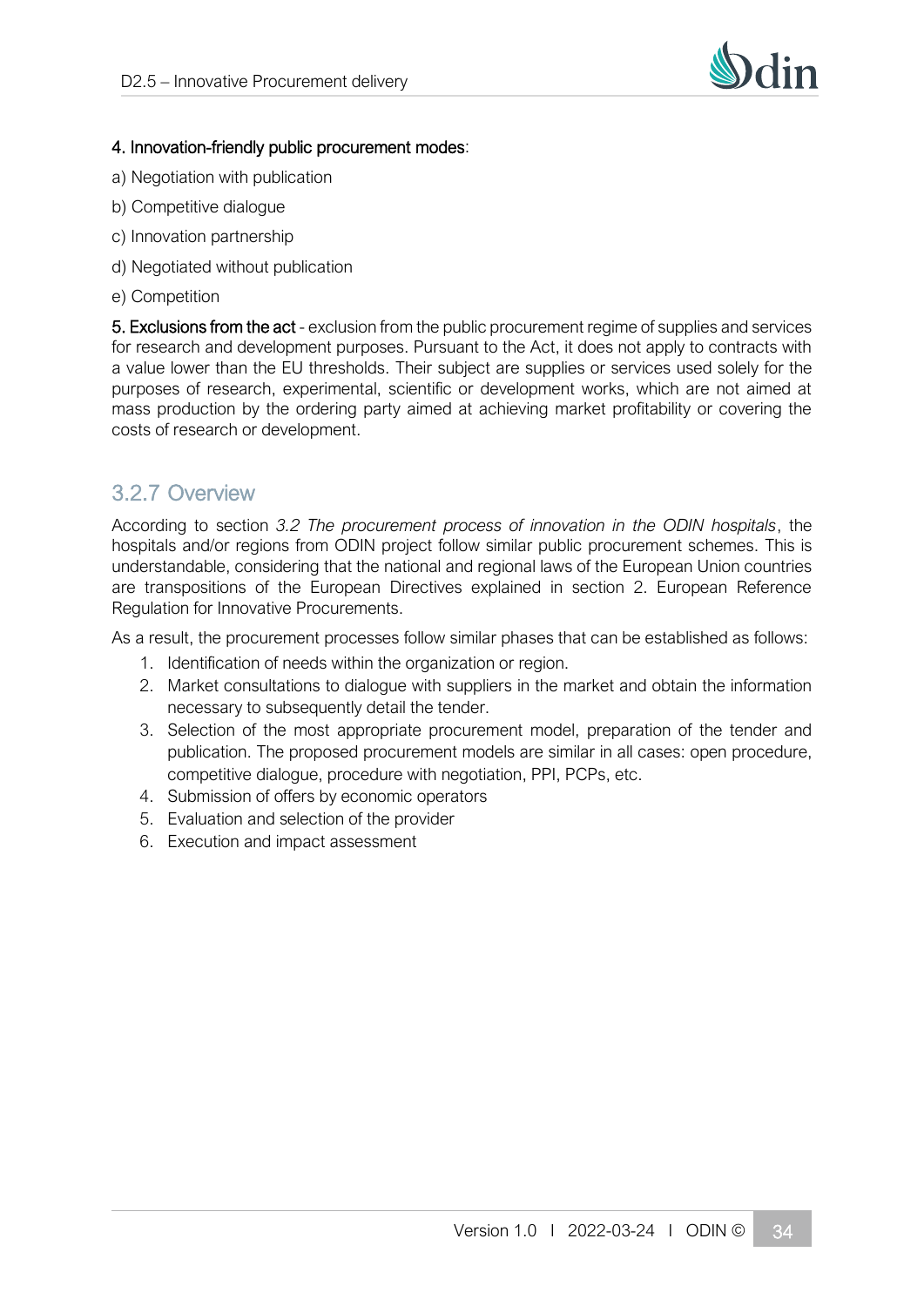**4. Innovation-friendly public procurement modes**:

a) Negotiation with publication

b) Competitive dialogue

c) Innovation partnership

d) Negotiated without publication

e) Competition

**5. Exclusions from the act** - exclusion from the public procurement regime of supplies and services for research and development purposes. Pursuant to the Act, it does not apply to contracts with a value lower than the EU thresholds. Their subject are supplies or services used solely for the purposes of research, experimental, scientific or development works, which are not aimed at mass production by the ordering party aimed at achieving market profitability or covering the costs of research or development.

### 3.2.7 Overview

According to section *3.2 The procurement process of innovation in the ODIN hospitals*, the hospitals and/or regions from ODIN project follow similar public procurement schemes. This is understandable, considering that the national and regional laws of the European Union countries are transpositions of the European Directives explained in section 2. European Reference Regulation for Innovative Procurements.

As a result, the procurement processes follow similar phases that can be established as follows:

1. Identification of needs within the organization or region.
2. Market consultations to dialogue with suppliers in the market and obtain the information necessary to subsequently detail the tender.
3. Selection of the most appropriate procurement model, preparation of the tender and publication. The proposed procurement models are similar in all cases: open procedure, competitive dialogue, procedure with negotiation, PPI, PCPs, etc.
4. Submission of offers by economic operators
5. Evaluation and selection of the provider
6. Execution and impact assessment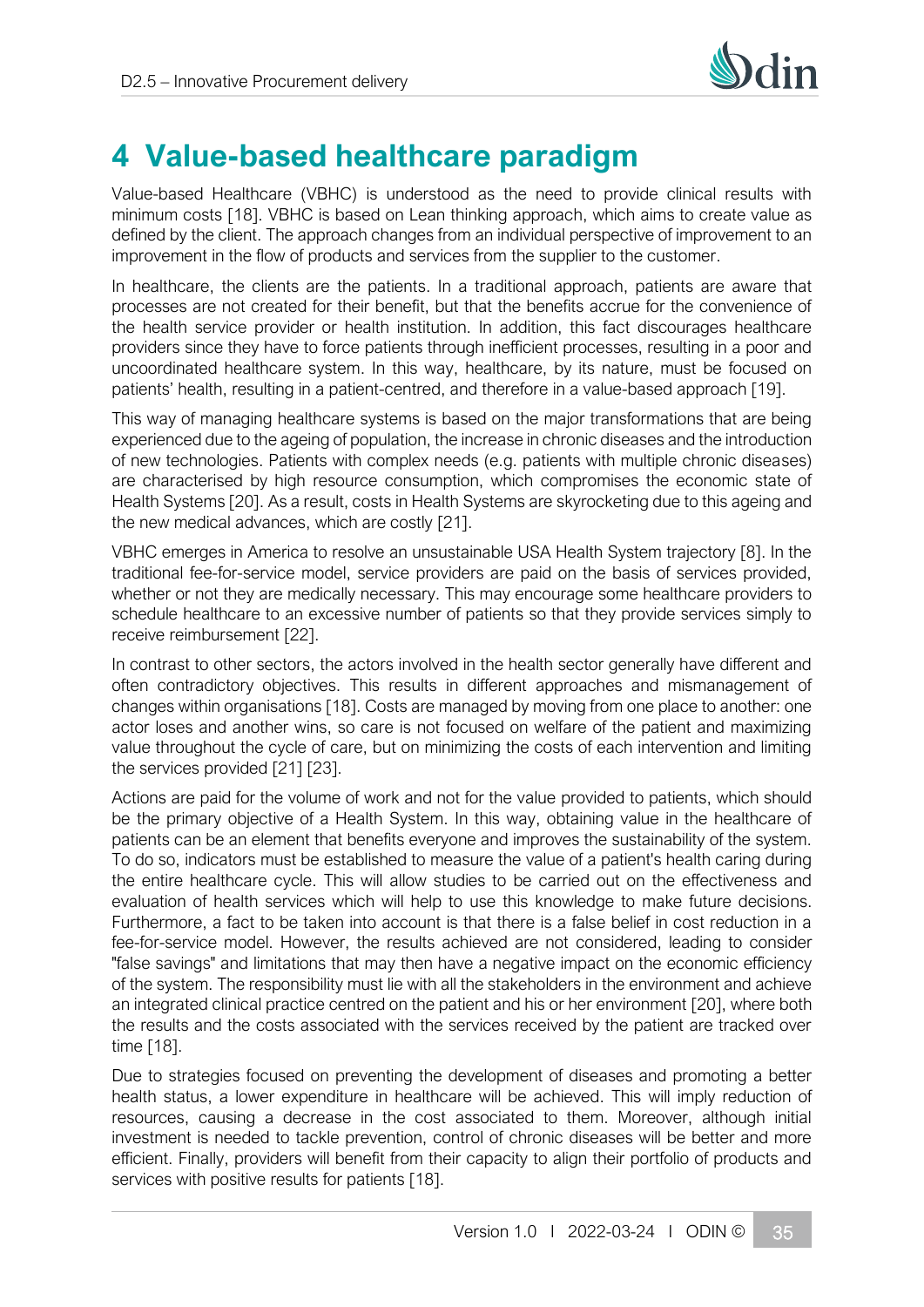# 4 Value-based healthcare paradigm

Value-based Healthcare (VBHC) is understood as the need to provide clinical results with minimum costs [18]. VBHC is based on Lean thinking approach, which aims to create value as defined by the client. The approach changes from an individual perspective of improvement to an improvement in the flow of products and services from the supplier to the customer.

In healthcare, the clients are the patients. In a traditional approach, patients are aware that processes are not created for their benefit, but that the benefits accrue for the convenience of the health service provider or health institution. In addition, this fact discourages healthcare providers since they have to force patients through inefficient processes, resulting in a poor and uncoordinated healthcare system. In this way, healthcare, by its nature, must be focused on patients' health, resulting in a patient-centred, and therefore in a value-based approach [19].

This way of managing healthcare systems is based on the major transformations that are being experienced due to the ageing of population, the increase in chronic diseases and the introduction of new technologies. Patients with complex needs (e.g. patients with multiple chronic diseases) are characterised by high resource consumption, which compromises the economic state of Health Systems [20]. As a result, costs in Health Systems are skyrocketing due to this ageing and the new medical advances, which are costly [21].

VBHC emerges in America to resolve an unsustainable USA Health System trajectory [8]. In the traditional fee-for-service model, service providers are paid on the basis of services provided, whether or not they are medically necessary. This may encourage some healthcare providers to schedule healthcare to an excessive number of patients so that they provide services simply to receive reimbursement [22].

In contrast to other sectors, the actors involved in the health sector generally have different and often contradictory objectives. This results in different approaches and mismanagement of changes within organisations [18]. Costs are managed by moving from one place to another: one actor loses and another wins, so care is not focused on welfare of the patient and maximizing value throughout the cycle of care, but on minimizing the costs of each intervention and limiting the services provided [21] [23].

Actions are paid for the volume of work and not for the value provided to patients, which should be the primary objective of a Health System. In this way, obtaining value in the healthcare of patients can be an element that benefits everyone and improves the sustainability of the system. To do so, indicators must be established to measure the value of a patient's health caring during the entire healthcare cycle. This will allow studies to be carried out on the effectiveness and evaluation of health services which will help to use this knowledge to make future decisions. Furthermore, a fact to be taken into account is that there is a false belief in cost reduction in a fee-for-service model. However, the results achieved are not considered, leading to consider "false savings" and limitations that may then have a negative impact on the economic efficiency of the system. The responsibility must lie with all the stakeholders in the environment and achieve an integrated clinical practice centred on the patient and his or her environment [20], where both the results and the costs associated with the services received by the patient are tracked over time [18].

Due to strategies focused on preventing the development of diseases and promoting a better health status, a lower expenditure in healthcare will be achieved. This will imply reduction of resources, causing a decrease in the cost associated to them. Moreover, although initial investment is needed to tackle prevention, control of chronic diseases will be better and more efficient. Finally, providers will benefit from their capacity to align their portfolio of products and services with positive results for patients [18].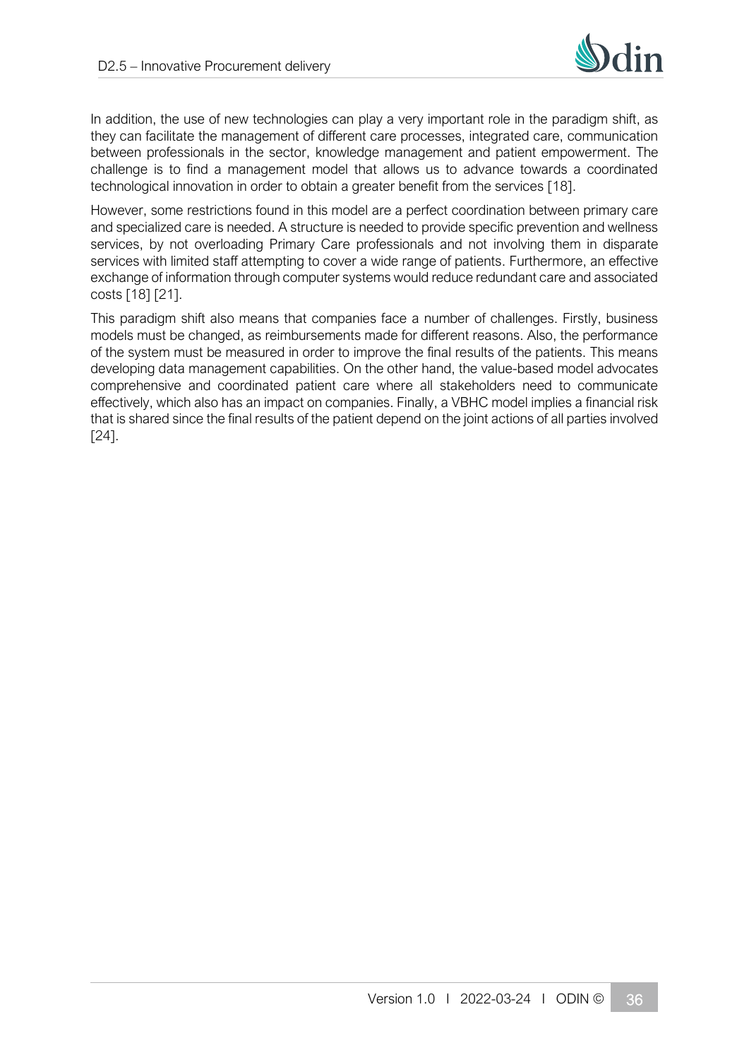In addition, the use of new technologies can play a very important role in the paradigm shift, as they can facilitate the management of different care processes, integrated care, communication between professionals in the sector, knowledge management and patient empowerment. The challenge is to find a management model that allows us to advance towards a coordinated technological innovation in order to obtain a greater benefit from the services [18].

However, some restrictions found in this model are a perfect coordination between primary care and specialized care is needed. A structure is needed to provide specific prevention and wellness services, by not overloading Primary Care professionals and not involving them in disparate services with limited staff attempting to cover a wide range of patients. Furthermore, an effective exchange of information through computer systems would reduce redundant care and associated costs [18] [21].

This paradigm shift also means that companies face a number of challenges. Firstly, business models must be changed, as reimbursements made for different reasons. Also, the performance of the system must be measured in order to improve the final results of the patients. This means developing data management capabilities. On the other hand, the value-based model advocates comprehensive and coordinated patient care where all stakeholders need to communicate effectively, which also has an impact on companies. Finally, a VBHC model implies a financial risk that is shared since the final results of the patient depend on the joint actions of all parties involved [24].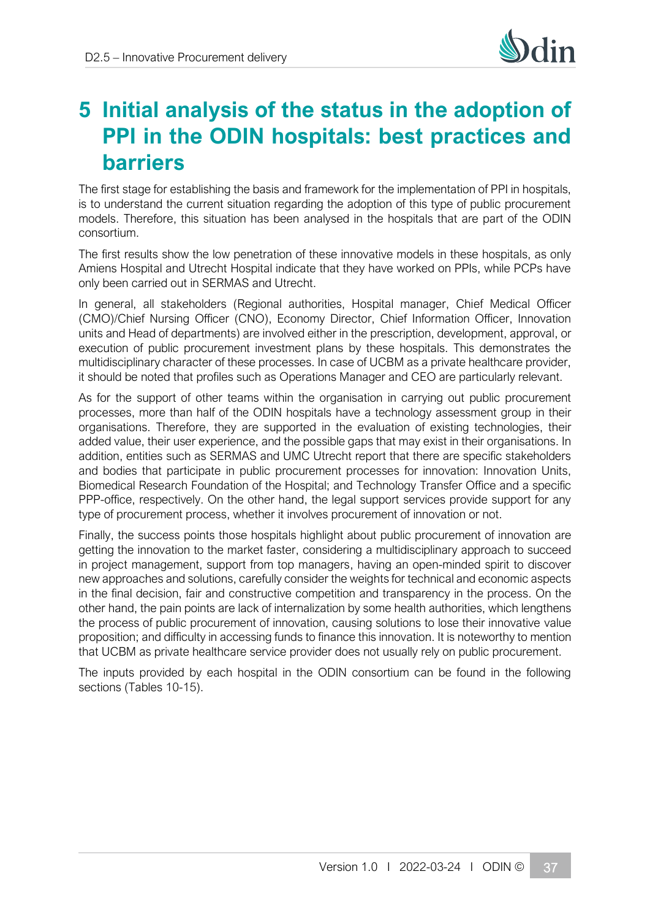# 5 Initial analysis of the status in the adoption of PPI in the ODIN hospitals: best practices and barriers

The first stage for establishing the basis and framework for the implementation of PPI in hospitals, is to understand the current situation regarding the adoption of this type of public procurement models. Therefore, this situation has been analysed in the hospitals that are part of the ODIN consortium.

The first results show the low penetration of these innovative models in these hospitals, as only Amiens Hospital and Utrecht Hospital indicate that they have worked on PPIs, while PCPs have only been carried out in SERMAS and Utrecht.

In general, all stakeholders (Regional authorities, Hospital manager, Chief Medical Officer (CMO)/Chief Nursing Officer (CNO), Economy Director, Chief Information Officer, Innovation units and Head of departments) are involved either in the prescription, development, approval, or execution of public procurement investment plans by these hospitals. This demonstrates the multidisciplinary character of these processes. In case of UCBM as a private healthcare provider, it should be noted that profiles such as Operations Manager and CEO are particularly relevant.

As for the support of other teams within the organisation in carrying out public procurement processes, more than half of the ODIN hospitals have a technology assessment group in their organisations. Therefore, they are supported in the evaluation of existing technologies, their added value, their user experience, and the possible gaps that may exist in their organisations. In addition, entities such as SERMAS and UMC Utrecht report that there are specific stakeholders and bodies that participate in public procurement processes for innovation: Innovation Units, Biomedical Research Foundation of the Hospital; and Technology Transfer Office and a specific PPP-office, respectively. On the other hand, the legal support services provide support for any type of procurement process, whether it involves procurement of innovation or not.

Finally, the success points those hospitals highlight about public procurement of innovation are getting the innovation to the market faster, considering a multidisciplinary approach to succeed in project management, support from top managers, having an open-minded spirit to discover new approaches and solutions, carefully consider the weights for technical and economic aspects in the final decision, fair and constructive competition and transparency in the process. On the other hand, the pain points are lack of internalization by some health authorities, which lengthens the process of public procurement of innovation, causing solutions to lose their innovative value proposition; and difficulty in accessing funds to finance this innovation. It is noteworthy to mention that UCBM as private healthcare service provider does not usually rely on public procurement.

The inputs provided by each hospital in the ODIN consortium can be found in the following sections (Tables 10-15).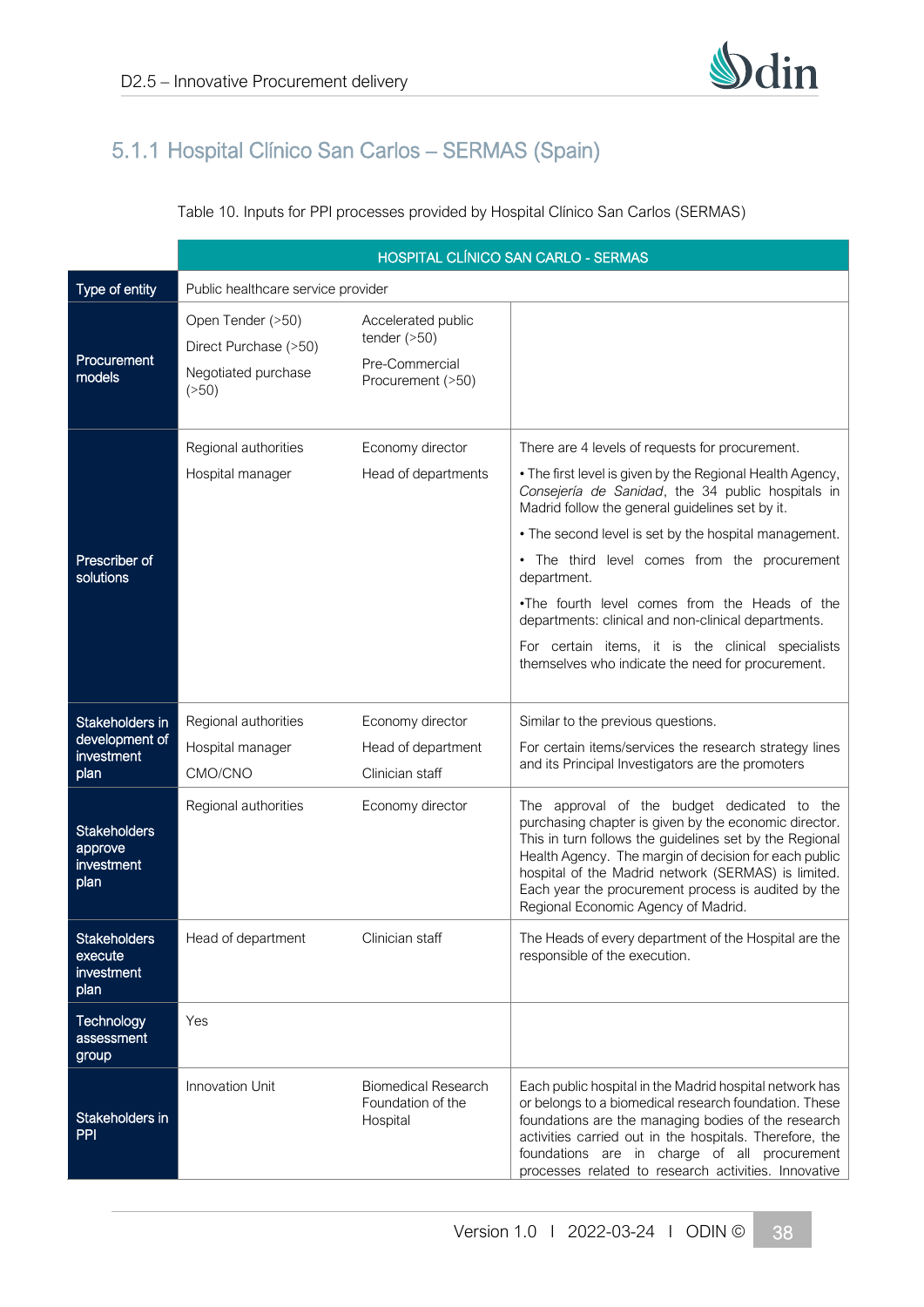### 5.1.1 Hospital Clínico San Carlos – SERMAS (Spain)

Table 10. Inputs for PPI processes provided by Hospital Clínico San Carlos (SERMAS)

| | HOSPITAL CLÍNICO SAN CARLO - SERMAS | | |
|---|---|---|---|
| Type of entity | Public healthcare service provider | | |
| Procurement models | Open Tender (>50)<br>Direct Purchase (>50)<br>Negotiated purchase (>50) | Accelerated public tender (>50)<br>Pre-Commercial Procurement (>50) | |
| Prescriber of solutions | Regional authorities<br>Hospital manager | Economy director<br>Head of departments | There are 4 levels of requests for procurement.<br>• The first level is given by the Regional Health Agency, *Consejería de Sanidad*, the 34 public hospitals in Madrid follow the general guidelines set by it.<br>• The second level is set by the hospital management.<br>• The third level comes from the procurement department.<br>•The fourth level comes from the Heads of the departments: clinical and non-clinical departments.<br>For certain items, it is the clinical specialists themselves who indicate the need for procurement. |
| Stakeholders in development of investment plan | Regional authorities<br>Hospital manager<br>CMO/CNO | Economy director<br>Head of department<br>Clinician staff | Similar to the previous questions.<br>For certain items/services the research strategy lines and its Principal Investigators are the promoters |
| Stakeholders approve investment plan | Regional authorities | Economy director | The approval of the budget dedicated to the purchasing chapter is given by the economic director. This in turn follows the guidelines set by the Regional Health Agency. The margin of decision for each public hospital of the Madrid network (SERMAS) is limited. Each year the procurement process is audited by the Regional Economic Agency of Madrid. |
| Stakeholders execute investment plan | Head of department | Clinician staff | The Heads of every department of the Hospital are the responsible of the execution. |
| Technology assessment group | Yes | | |
| Stakeholders in PPI | Innovation Unit | Biomedical Research Foundation of the Hospital | Each public hospital in the Madrid hospital network has or belongs to a biomedical research foundation. These foundations are the managing bodies of the research activities carried out in the hospitals. Therefore, the foundations are in charge of all procurement processes related to research activities. Innovative |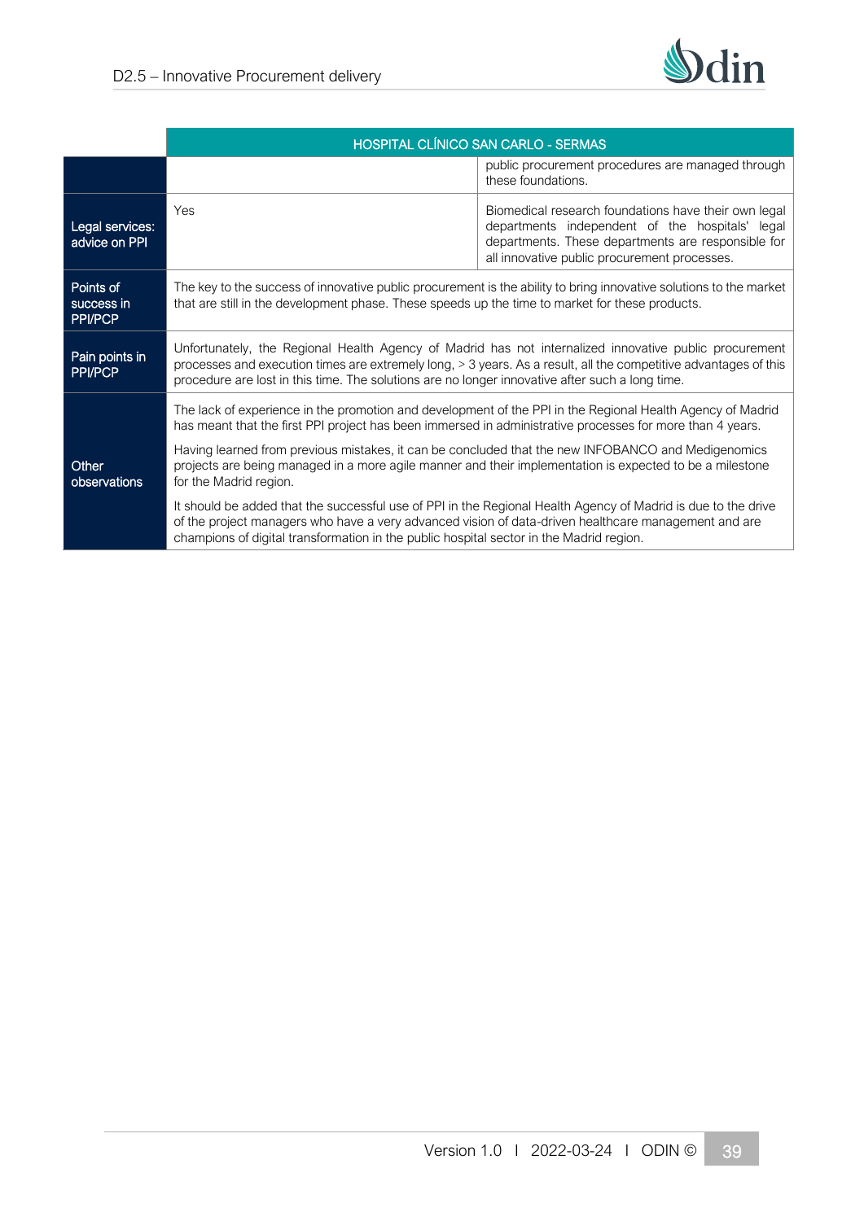| | HOSPITAL CLÍNICO SAN CARLO - SERMAS | |
|---|---|---|
| | | public procurement procedures are managed through these foundations. |
| Legal services: advice on PPI | Yes | Biomedical research foundations have their own legal departments independent of the hospitals' legal departments. These departments are responsible for all innovative public procurement processes. |
| Points of success in PPI/PCP | The key to the success of innovative public procurement is the ability to bring innovative solutions to the market that are still in the development phase. These speeds up the time to market for these products. | |
| Pain points in PPI/PCP | Unfortunately, the Regional Health Agency of Madrid has not internalized innovative public procurement processes and execution times are extremely long, > 3 years. As a result, all the competitive advantages of this procedure are lost in this time. The solutions are no longer innovative after such a long time. | |
| Other observations | The lack of experience in the promotion and development of the PPI in the Regional Health Agency of Madrid has meant that the first PPI project has been immersed in administrative processes for more than 4 years.<br><br>Having learned from previous mistakes, it can be concluded that the new INFOBANCO and Medigenomics projects are being managed in a more agile manner and their implementation is expected to be a milestone for the Madrid region.<br><br>It should be added that the successful use of PPI in the Regional Health Agency of Madrid is due to the drive of the project managers who have a very advanced vision of data-driven healthcare management and are champions of digital transformation in the public hospital sector in the Madrid region. | |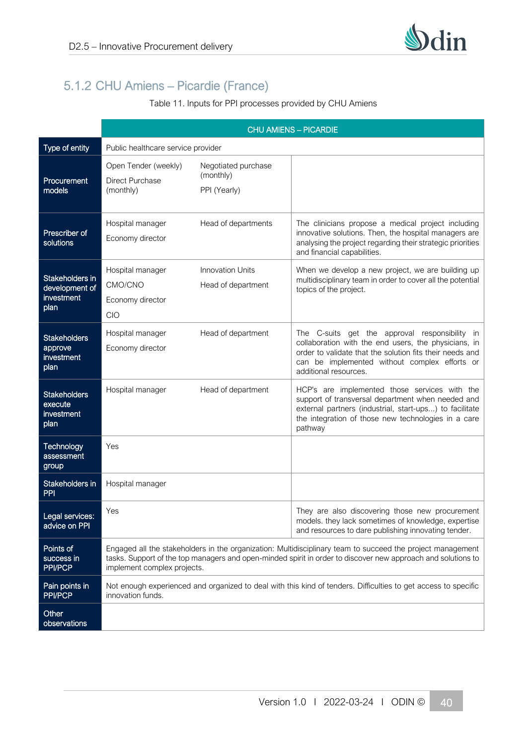### 5.1.2 CHU Amiens – Picardie (France)

Table 11. Inputs for PPI processes provided by CHU Amiens

| | CHU AMIENS – PICARDIE | | |
|---|---|---|---|
| Type of entity | Public healthcare service provider | | |
| Procurement models | Open Tender (weekly)<br>Direct Purchase (monthly) | Negotiated purchase (monthly)<br>PPI (Yearly) | |
| Prescriber of solutions | Hospital manager<br>Economy director | Head of departments | The clinicians propose a medical project including innovative solutions. Then, the hospital managers are analysing the project regarding their strategic priorities and financial capabilities. |
| Stakeholders in development of investment plan | Hospital manager<br>CMO/CNO<br>Economy director<br>CIO | Innovation Units<br>Head of department | When we develop a new project, we are building up multidisciplinary team in order to cover all the potential topics of the project. |
| Stakeholders approve investment plan | Hospital manager<br>Economy director | Head of department | The C-suits get the approval responsibility in collaboration with the end users, the physicians, in order to validate that the solution fits their needs and can be implemented without complex efforts or additional resources. |
| Stakeholders execute investment plan | Hospital manager | Head of department | HCP's are implemented those services with the support of transversal department when needed and external partners (industrial, start-ups...) to facilitate the integration of those new technologies in a care pathway |
| Technology assessment group | Yes | | |
| Stakeholders in PPI | Hospital manager | | |
| Legal services: advice on PPI | Yes | | They are also discovering those new procurement models. they lack sometimes of knowledge, expertise and resources to dare publishing innovating tender. |
| Points of success in PPI/PCP | Engaged all the stakeholders in the organization: Multidisciplinary team to succeed the project management tasks. Support of the top managers and open-minded spirit in order to discover new approach and solutions to implement complex projects. | | |
| Pain points in PPI/PCP | Not enough experienced and organized to deal with this kind of tenders. Difficulties to get access to specific innovation funds. | | |
| Other observations | | | |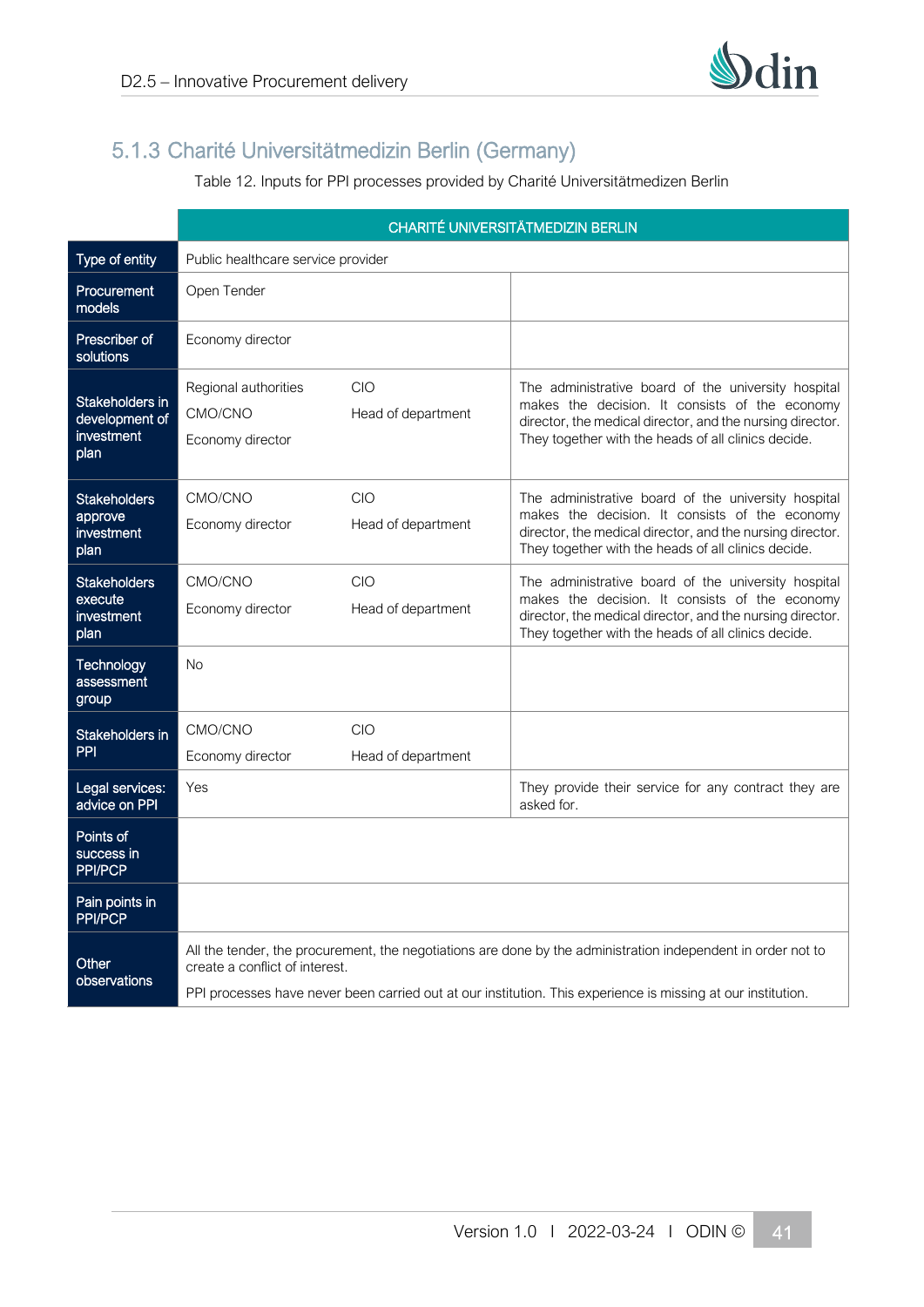### 5.1.3 Charité Universitätmedizin Berlin (Germany)

Table 12. Inputs for PPI processes provided by Charité Universitätmedizen Berlin

| | CHARITÉ UNIVERSITÄTMEDIZIN BERLIN | | |
|---|---|---|---|
| Type of entity | Public healthcare service provider | | |
| Procurement models | Open Tender | | |
| Prescriber of solutions | Economy director | | |
| Stakeholders in development of investment plan | Regional authorities<br>CMO/CNO<br>Economy director | CIO<br>Head of department | The administrative board of the university hospital makes the decision. It consists of the economy director, the medical director, and the nursing director. They together with the heads of all clinics decide. |
| Stakeholders approve investment plan | CMO/CNO<br>Economy director | CIO<br>Head of department | The administrative board of the university hospital makes the decision. It consists of the economy director, the medical director, and the nursing director. They together with the heads of all clinics decide. |
| Stakeholders execute investment plan | CMO/CNO<br>Economy director | CIO<br>Head of department | The administrative board of the university hospital makes the decision. It consists of the economy director, the medical director, and the nursing director. They together with the heads of all clinics decide. |
| Technology assessment group | No | | |
| Stakeholders in PPI | CMO/CNO<br>Economy director | CIO<br>Head of department | |
| Legal services: advice on PPI | Yes | | They provide their service for any contract they are asked for. |
| Points of success in PPI/PCP | | | |
| Pain points in PPI/PCP | | | |
| Other observations | All the tender, the procurement, the negotiations are done by the administration independent in order not to create a conflict of interest.<br>PPI processes have never been carried out at our institution. This experience is missing at our institution. | | |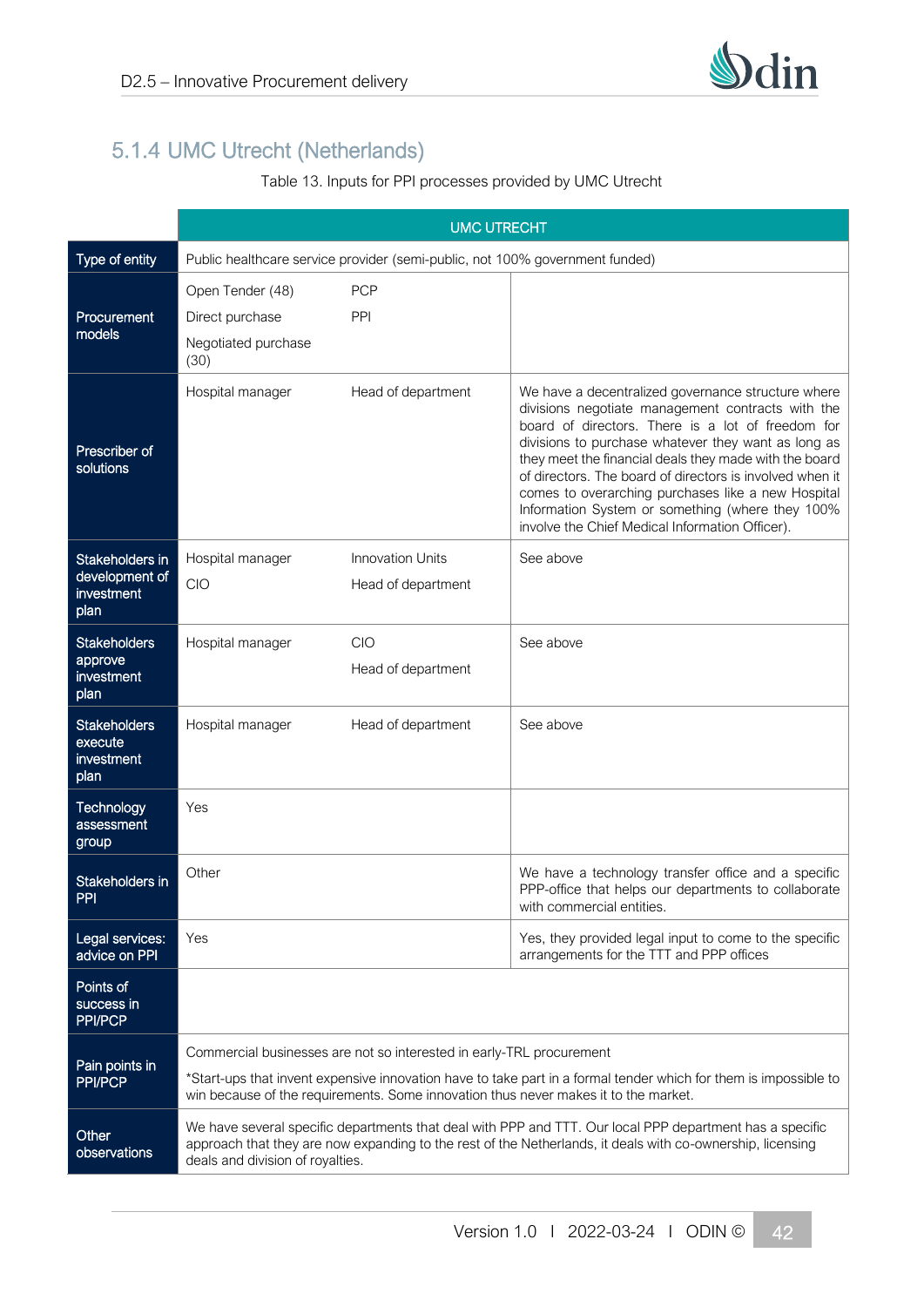## 5.1.4 UMC Utrecht (Netherlands)

Table 13. Inputs for PPI processes provided by UMC Utrecht

| | UMC UTRECHT | | |
|---|---|---|---|
| Type of entity | Public healthcare service provider (semi-public, not 100% government funded) | | |
| Procurement models | Open Tender (48)<br>Direct purchase<br>Negotiated purchase (30) | PCP<br>PPI | |
| Prescriber of solutions | Hospital manager | Head of department | We have a decentralized governance structure where divisions negotiate management contracts with the board of directors. There is a lot of freedom for divisions to purchase whatever they want as long as they meet the financial deals they made with the board of directors. The board of directors is involved when it comes to overarching purchases like a new Hospital Information System or something (where they 100% involve the Chief Medical Information Officer). |
| Stakeholders in development of investment plan | Hospital manager<br>CIO | Innovation Units<br>Head of department | See above |
| Stakeholders approve investment plan | Hospital manager | CIO<br>Head of department | See above |
| Stakeholders execute investment plan | Hospital manager | Head of department | See above |
| Technology assessment group | Yes | | |
| Stakeholders in PPI | Other | | We have a technology transfer office and a specific PPP-office that helps our departments to collaborate with commercial entities. |
| Legal services: advice on PPI | Yes | | Yes, they provided legal input to come to the specific arrangements for the TTT and PPP offices |
| Points of success in PPI/PCP | | | |
| Pain points in PPI/PCP | Commercial businesses are not so interested in early-TRL procurement<br>*Start-ups that invent expensive innovation have to take part in a formal tender which for them is impossible to win because of the requirements. Some innovation thus never makes it to the market. | | |
| Other observations | We have several specific departments that deal with PPP and TTT. Our local PPP department has a specific approach that they are now expanding to the rest of the Netherlands, it deals with co-ownership, licensing deals and division of royalties. | | |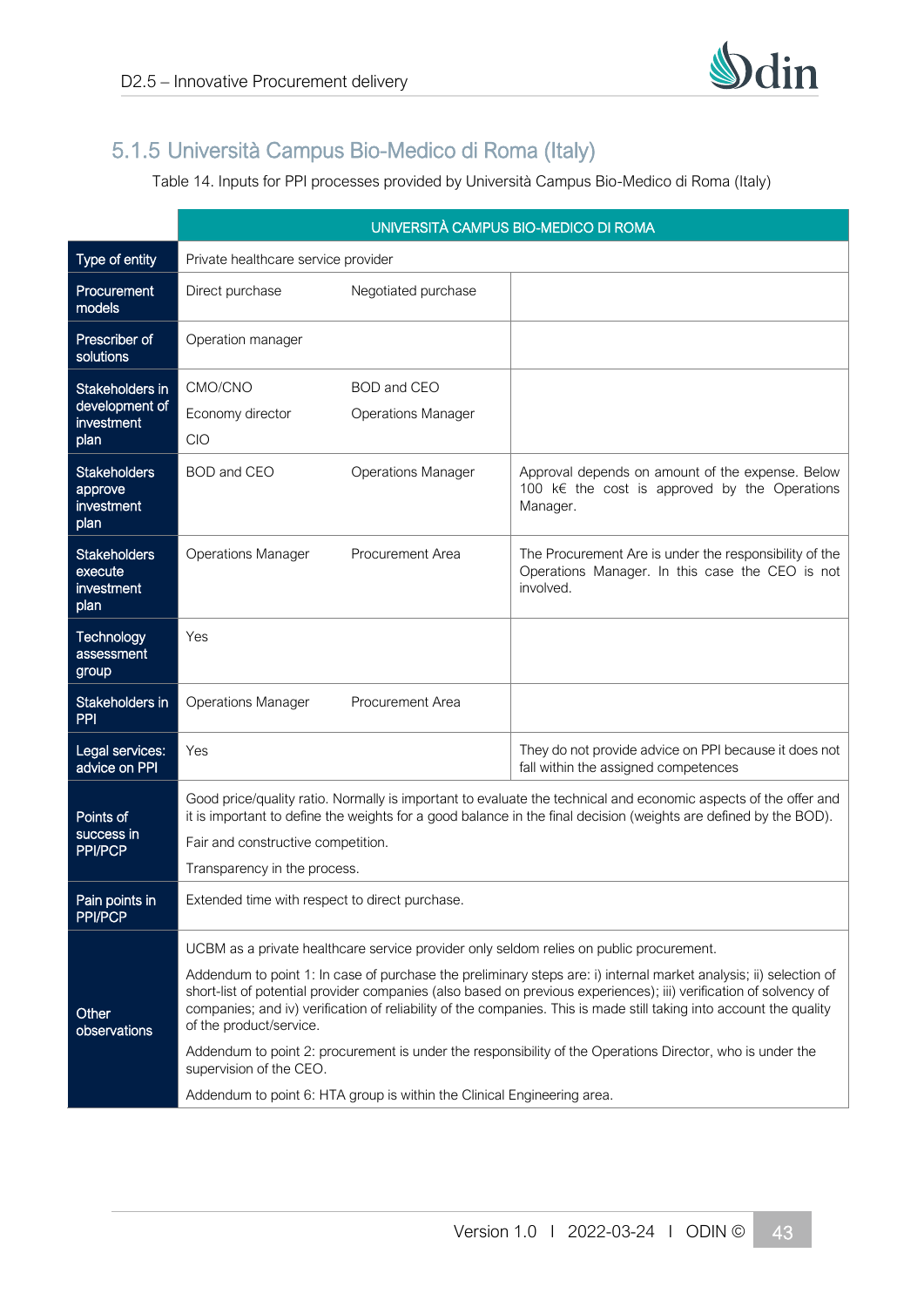### 5.1.5 Università Campus Bio-Medico di Roma (Italy)

Table 14. Inputs for PPI processes provided by Università Campus Bio-Medico di Roma (Italy)

| | UNIVERSITÀ CAMPUS BIO-MEDICO DI ROMA | | |
|---|---|---|---|
| Type of entity | Private healthcare service provider | | |
| Procurement models | Direct purchase | Negotiated purchase | |
| Prescriber of solutions | Operation manager | | |
| Stakeholders in development of investment plan | CMO/CNO<br>Economy director<br>CIO | BOD and CEO<br>Operations Manager | |
| Stakeholders approve investment plan | BOD and CEO | Operations Manager | Approval depends on amount of the expense. Below 100 k€ the cost is approved by the Operations Manager. |
| Stakeholders execute investment plan | Operations Manager | Procurement Area | The Procurement Are is under the responsibility of the Operations Manager. In this case the CEO is not involved. |
| Technology assessment group | Yes | | |
| Stakeholders in PPI | Operations Manager | Procurement Area | |
| Legal services: advice on PPI | Yes | | They do not provide advice on PPI because it does not fall within the assigned competences |
| Points of success in PPI/PCP | Good price/quality ratio. Normally is important to evaluate the technical and economic aspects of the offer and it is important to define the weights for a good balance in the final decision (weights are defined by the BOD).<br>Fair and constructive competition.<br>Transparency in the process. | | |
| Pain points in PPI/PCP | Extended time with respect to direct purchase. | | |
| Other observations | UCBM as a private healthcare service provider only seldom relies on public procurement.<br>Addendum to point 1: In case of purchase the preliminary steps are: i) internal market analysis; ii) selection of short-list of potential provider companies (also based on previous experiences); iii) verification of solvency of companies; and iv) verification of reliability of the companies. This is made still taking into account the quality of the product/service.<br>Addendum to point 2: procurement is under the responsibility of the Operations Director, who is under the supervision of the CEO.<br>Addendum to point 6: HTA group is within the Clinical Engineering area. | | |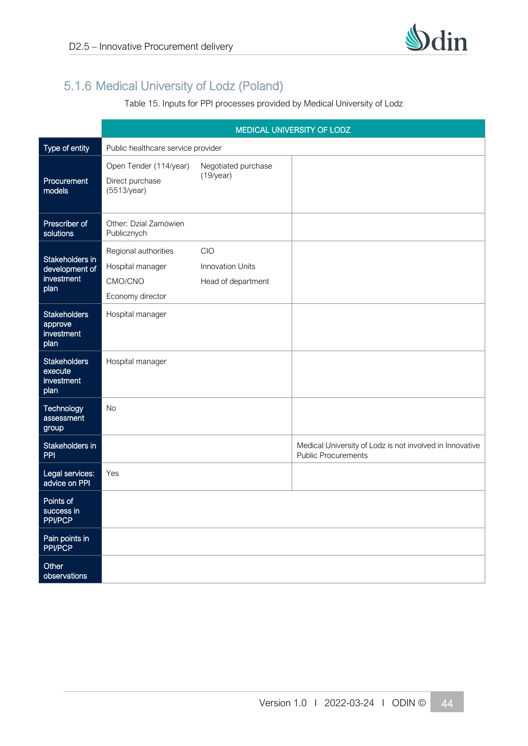## 5.1.6 Medical University of Lodz (Poland)

Table 15. Inputs for PPI processes provided by Medical University of Lodz

| | MEDICAL UNIVERSITY OF LODZ | | |
|---|---|---|---|
| **Type of entity** | Public healthcare service provider | | |
| **Procurement models** | Open Tender (114/year)<br>Direct purchase (5513/year) | Negotiated purchase (19/year) | |
| **Prescriber of solutions** | Other: Dzial Zamówien Publicznych | | |
| **Stakeholders in development of investment plan** | Regional authorities<br>Hospital manager<br>CMO/CNO<br>Economy director | CIO<br>Innovation Units<br>Head of department | |
| **Stakeholders approve investment plan** | Hospital manager | | |
| **Stakeholders execute investment plan** | Hospital manager | | |
| **Technology assessment group** | No | | |
| **Stakeholders in PPI** | | | Medical University of Lodz is not involved in Innovative Public Procurements |
| **Legal services: advice on PPI** | Yes | | |
| **Points of success in PPI/PCP** | | | |
| **Pain points in PPI/PCP** | | | |
| **Other observations** | | | |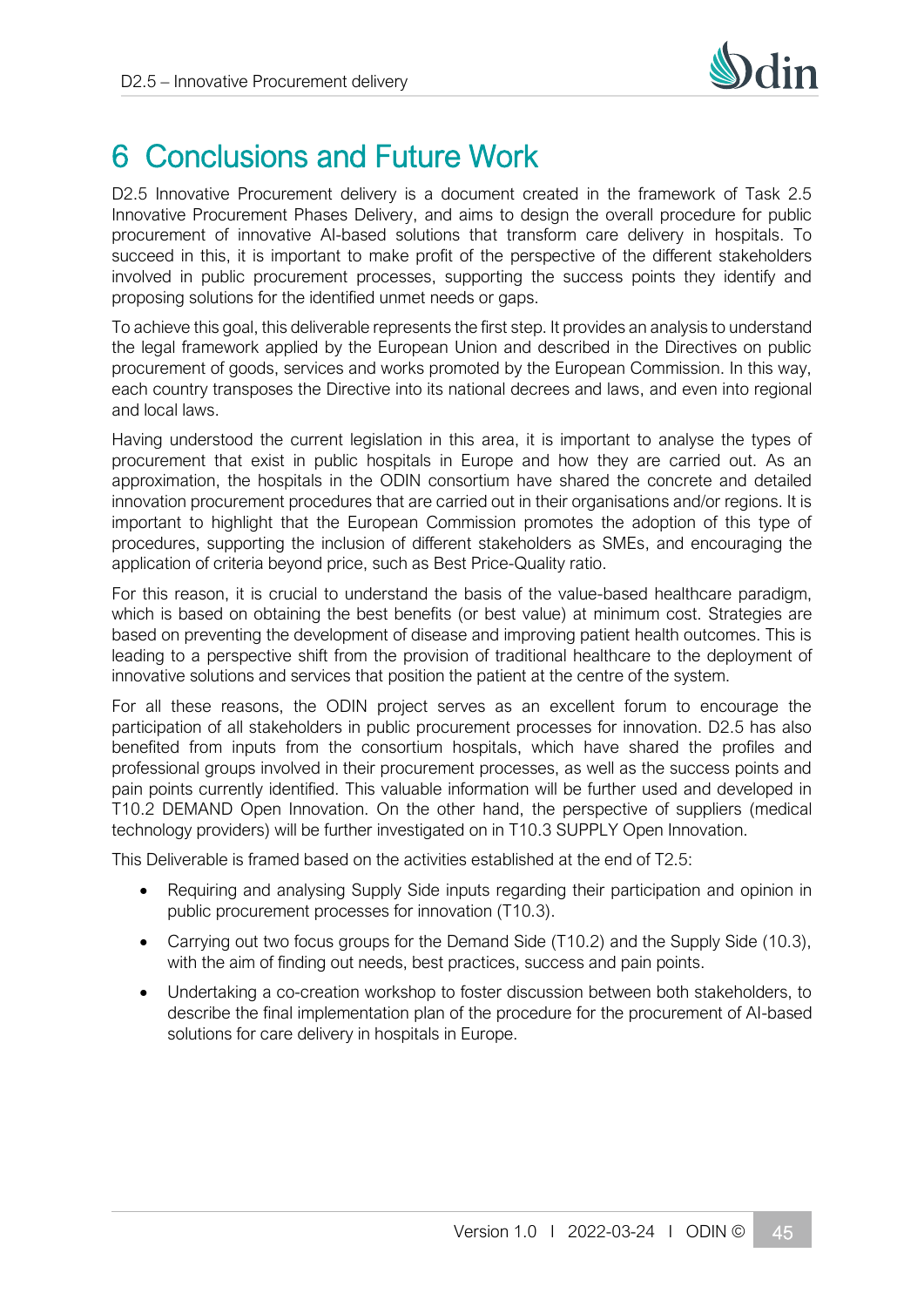# 6 Conclusions and Future Work

D2.5 Innovative Procurement delivery is a document created in the framework of Task 2.5 Innovative Procurement Phases Delivery, and aims to design the overall procedure for public procurement of innovative AI-based solutions that transform care delivery in hospitals. To succeed in this, it is important to make profit of the perspective of the different stakeholders involved in public procurement processes, supporting the success points they identify and proposing solutions for the identified unmet needs or gaps.

To achieve this goal, this deliverable represents the first step. It provides an analysis to understand the legal framework applied by the European Union and described in the Directives on public procurement of goods, services and works promoted by the European Commission. In this way, each country transposes the Directive into its national decrees and laws, and even into regional and local laws.

Having understood the current legislation in this area, it is important to analyse the types of procurement that exist in public hospitals in Europe and how they are carried out. As an approximation, the hospitals in the ODIN consortium have shared the concrete and detailed innovation procurement procedures that are carried out in their organisations and/or regions. It is important to highlight that the European Commission promotes the adoption of this type of procedures, supporting the inclusion of different stakeholders as SMEs, and encouraging the application of criteria beyond price, such as Best Price-Quality ratio.

For this reason, it is crucial to understand the basis of the value-based healthcare paradigm, which is based on obtaining the best benefits (or best value) at minimum cost. Strategies are based on preventing the development of disease and improving patient health outcomes. This is leading to a perspective shift from the provision of traditional healthcare to the deployment of innovative solutions and services that position the patient at the centre of the system.

For all these reasons, the ODIN project serves as an excellent forum to encourage the participation of all stakeholders in public procurement processes for innovation. D2.5 has also benefited from inputs from the consortium hospitals, which have shared the profiles and professional groups involved in their procurement processes, as well as the success points and pain points currently identified. This valuable information will be further used and developed in T10.2 DEMAND Open Innovation. On the other hand, the perspective of suppliers (medical technology providers) will be further investigated on in T10.3 SUPPLY Open Innovation.

This Deliverable is framed based on the activities established at the end of T2.5:

- Requiring and analysing Supply Side inputs regarding their participation and opinion in public procurement processes for innovation (T10.3).
- Carrying out two focus groups for the Demand Side (T10.2) and the Supply Side (10.3), with the aim of finding out needs, best practices, success and pain points.
- Undertaking a co-creation workshop to foster discussion between both stakeholders, to describe the final implementation plan of the procedure for the procurement of AI-based solutions for care delivery in hospitals in Europe.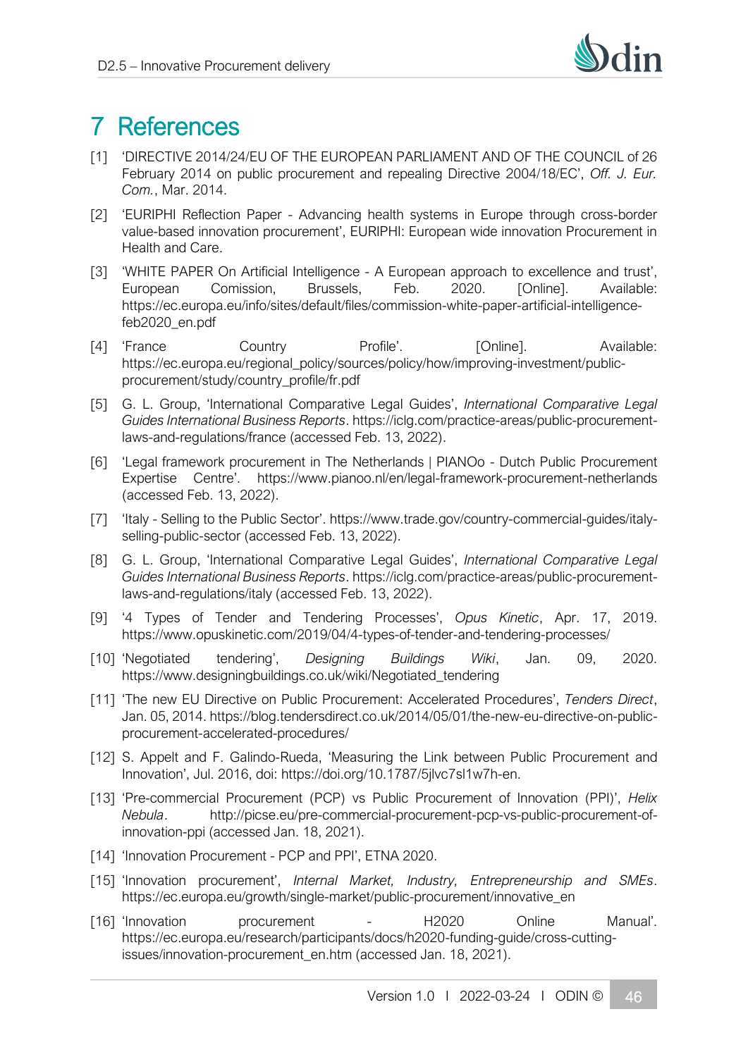# 7 References

[1] 'DIRECTIVE 2014/24/EU OF THE EUROPEAN PARLIAMENT AND OF THE COUNCIL of 26 February 2014 on public procurement and repealing Directive 2004/18/EC', *Off. J. Eur. Com.*, Mar. 2014.

[2] 'EURIPHI Reflection Paper - Advancing health systems in Europe through cross-border value-based innovation procurement', EURIPHI: European wide innovation Procurement in Health and Care.

[3] 'WHITE PAPER On Artificial Intelligence - A European approach to excellence and trust', European Comission, Brussels, Feb. 2020. [Online]. Available: https://ec.europa.eu/info/sites/default/files/commission-white-paper-artificial-intelligence-feb2020_en.pdf

[4] 'France Country Profile'. [Online]. Available: https://ec.europa.eu/regional_policy/sources/policy/how/improving-investment/public-procurement/study/country_profile/fr.pdf

[5] G. L. Group, 'International Comparative Legal Guides', *International Comparative Legal Guides International Business Reports*. https://iclg.com/practice-areas/public-procurement-laws-and-regulations/france (accessed Feb. 13, 2022).

[6] 'Legal framework procurement in The Netherlands | PIANOo - Dutch Public Procurement Expertise Centre'. https://www.pianoo.nl/en/legal-framework-procurement-netherlands (accessed Feb. 13, 2022).

[7] 'Italy - Selling to the Public Sector'. https://www.trade.gov/country-commercial-guides/italy-selling-public-sector (accessed Feb. 13, 2022).

[8] G. L. Group, 'International Comparative Legal Guides', *International Comparative Legal Guides International Business Reports*. https://iclg.com/practice-areas/public-procurement-laws-and-regulations/italy (accessed Feb. 13, 2022).

[9] '4 Types of Tender and Tendering Processes', *Opus Kinetic*, Apr. 17, 2019. https://www.opuskinetic.com/2019/04/4-types-of-tender-and-tendering-processes/

[10] 'Negotiated tendering', *Designing Buildings Wiki*, Jan. 09, 2020. https://www.designingbuildings.co.uk/wiki/Negotiated_tendering

[11] 'The new EU Directive on Public Procurement: Accelerated Procedures', *Tenders Direct*, Jan. 05, 2014. https://blog.tendersdirect.co.uk/2014/05/01/the-new-eu-directive-on-public-procurement-accelerated-procedures/

[12] S. Appelt and F. Galindo-Rueda, 'Measuring the Link between Public Procurement and Innovation', Jul. 2016, doi: https://doi.org/10.1787/5jlvc7sl1w7h-en.

[13] 'Pre-commercial Procurement (PCP) vs Public Procurement of Innovation (PPI)', *Helix Nebula*. http://picse.eu/pre-commercial-procurement-pcp-vs-public-procurement-of-innovation-ppi (accessed Jan. 18, 2021).

[14] 'Innovation Procurement - PCP and PPI', ETNA 2020.

[15] 'Innovation procurement', *Internal Market, Industry, Entrepreneurship and SMEs*. https://ec.europa.eu/growth/single-market/public-procurement/innovative_en

[16] 'Innovation procurement - H2020 Online Manual'. https://ec.europa.eu/research/participants/docs/h2020-funding-guide/cross-cutting-issues/innovation-procurement_en.htm (accessed Jan. 18, 2021).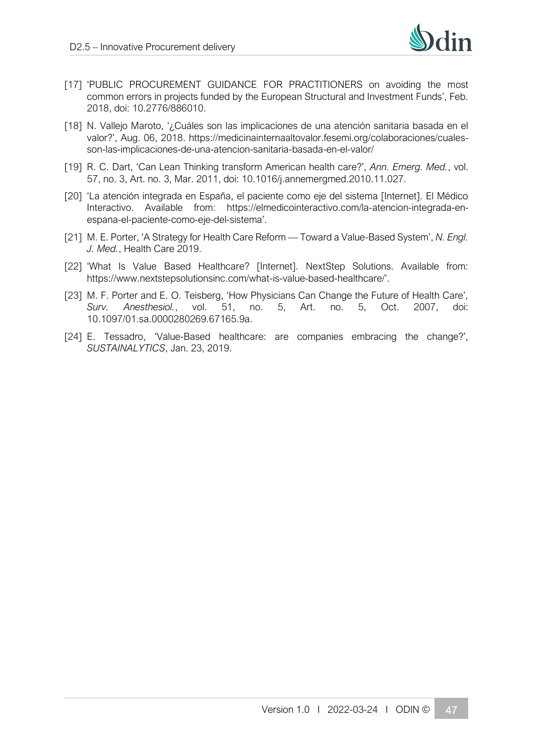[17] 'PUBLIC PROCUREMENT GUIDANCE FOR PRACTITIONERS on avoiding the most common errors in projects funded by the European Structural and Investment Funds', Feb. 2018, doi: 10.2776/886010.

[18] N. Vallejo Maroto, '¿Cuáles son las implicaciones de una atención sanitaria basada en el valor?', Aug. 06, 2018. https://medicinainternaaltovalor.fesemi.org/colaboraciones/cuales-son-las-implicaciones-de-una-atencion-sanitaria-basada-en-el-valor/

[19] R. C. Dart, 'Can Lean Thinking transform American health care?', *Ann. Emerg. Med.*, vol. 57, no. 3, Art. no. 3, Mar. 2011, doi: 10.1016/j.annemergmed.2010.11.027.

[20] 'La atención integrada en España, el paciente como eje del sistema [Internet]. El Médico Interactivo. Available from: https://elmedicointeractivo.com/la-atencion-integrada-en-espana-el-paciente-como-eje-del-sistema'.

[21] M. E. Porter, 'A Strategy for Health Care Reform — Toward a Value-Based System', *N. Engl. J. Med.*, Health Care 2019.

[22] 'What Is Value Based Healthcare? [Internet]. NextStep Solutions. Available from: https://www.nextstepsolutionsinc.com/what-is-value-based-healthcare/'.

[23] M. F. Porter and E. O. Teisberg, 'How Physicians Can Change the Future of Health Care', *Surv. Anesthesiol.*, vol. 51, no. 5, Art. no. 5, Oct. 2007, doi: 10.1097/01.sa.0000280269.67165.9a.

[24] E. Tessadro, 'Value-Based healthcare: are companies embracing the change?', *SUSTAINALYTICS*, Jan. 23, 2019.